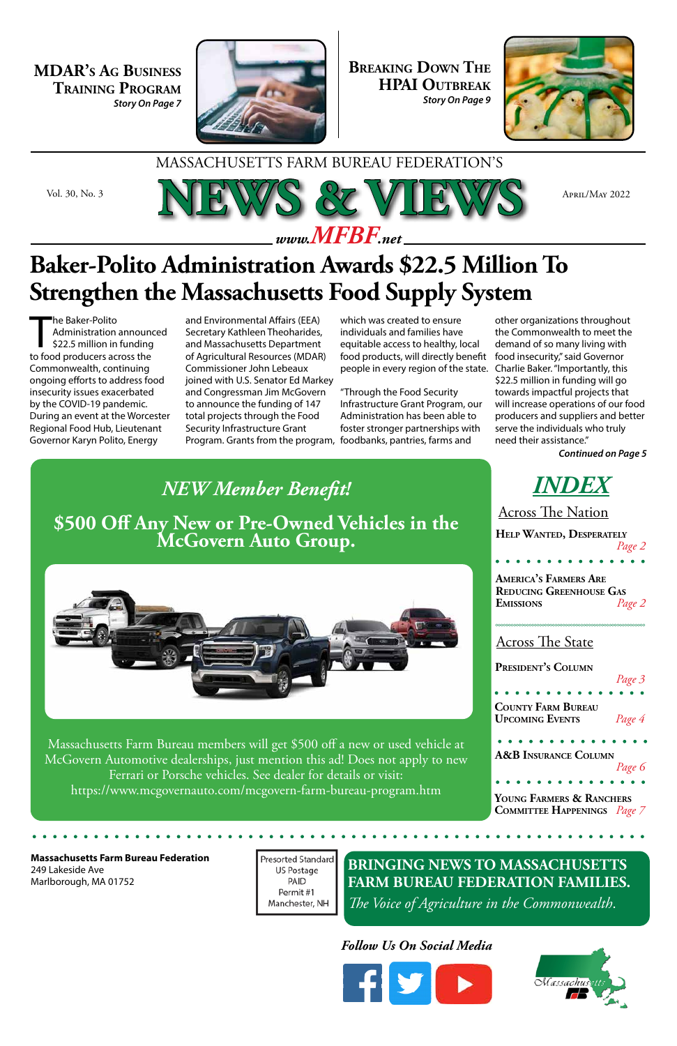**MDAR's Ag Business Training Program**
*Story On Page 7*

**Breaking Down The HPAI Outbreak**
*Story On Page 9*

MASSACHUSETTS FARM BUREAU FEDERATION'S

# NEWS & VIEWS

Vol. 30, No. 3 — April/May 2022

*www.MFBF.net*

# Baker-Polito Administration Awards $22.5 Million To Strengthen the Massachusetts Food Supply System

The Baker-Polito Administration announced $22.5 million in funding to food producers across the Commonwealth, continuing ongoing efforts to address food insecurity issues exacerbated by the COVID-19 pandemic. During an event at the Worcester Regional Food Hub, Lieutenant Governor Karyn Polito, Energy and Environmental Affairs (EEA) Secretary Kathleen Theoharides, and Massachusetts Department of Agricultural Resources (MDAR) Commissioner John Lebeaux joined with U.S. Senator Ed Markey and Congressman Jim McGovern to announce the funding of 147 total projects through the Food Security Infrastructure Grant Program. Grants from the program, which was created to ensure individuals and families have equitable access to healthy, local food products, will directly benefit people in every region of the state.

"Through the Food Security Infrastructure Grant Program, our Administration has been able to foster stronger partnerships with foodbanks, pantries, farms and other organizations throughout the Commonwealth to meet the demand of so many living with food insecurity," said Governor Charlie Baker. "Importantly, this $22.5 million in funding will go towards impactful projects that will increase operations of our food producers and suppliers and better serve the individuals who truly need their assistance."

***Continued on Page 5***

## *NEW Member Benefit!*

## $500 Off Any New or Pre-Owned Vehicles in the McGovern Auto Group.

Massachusetts Farm Bureau members will get $500 off a new or used vehicle at McGovern Automotive dealerships, just mention this ad! Does not apply to new Ferrari or Porsche vehicles. See dealer for details or visit: https://www.mcgovernauto.com/mcgovern-farm-bureau-program.htm

## *INDEX*

**Across The Nation**

- Help Wanted, Desperately — *Page 2*
- America's Farmers Are Reducing Greenhouse Gas Emissions — *Page 2*

**Across The State**

- President's Column — *Page 3*
- County Farm Bureau Upcoming Events — *Page 4*
- A&B Insurance Column — *Page 6*
- Young Farmers & Ranchers Committee Happenings — *Page 7*

**Massachusetts Farm Bureau Federation**
249 Lakeside Ave
Marlborough, MA 01752

Presorted Standard
US Postage
PAID
Permit #1
Manchester, NH

**BRINGING NEWS TO MASSACHUSETTS FARM BUREAU FEDERATION FAMILIES.**
*The Voice of Agriculture in the Commonwealth.*

*Follow Us On Social Media*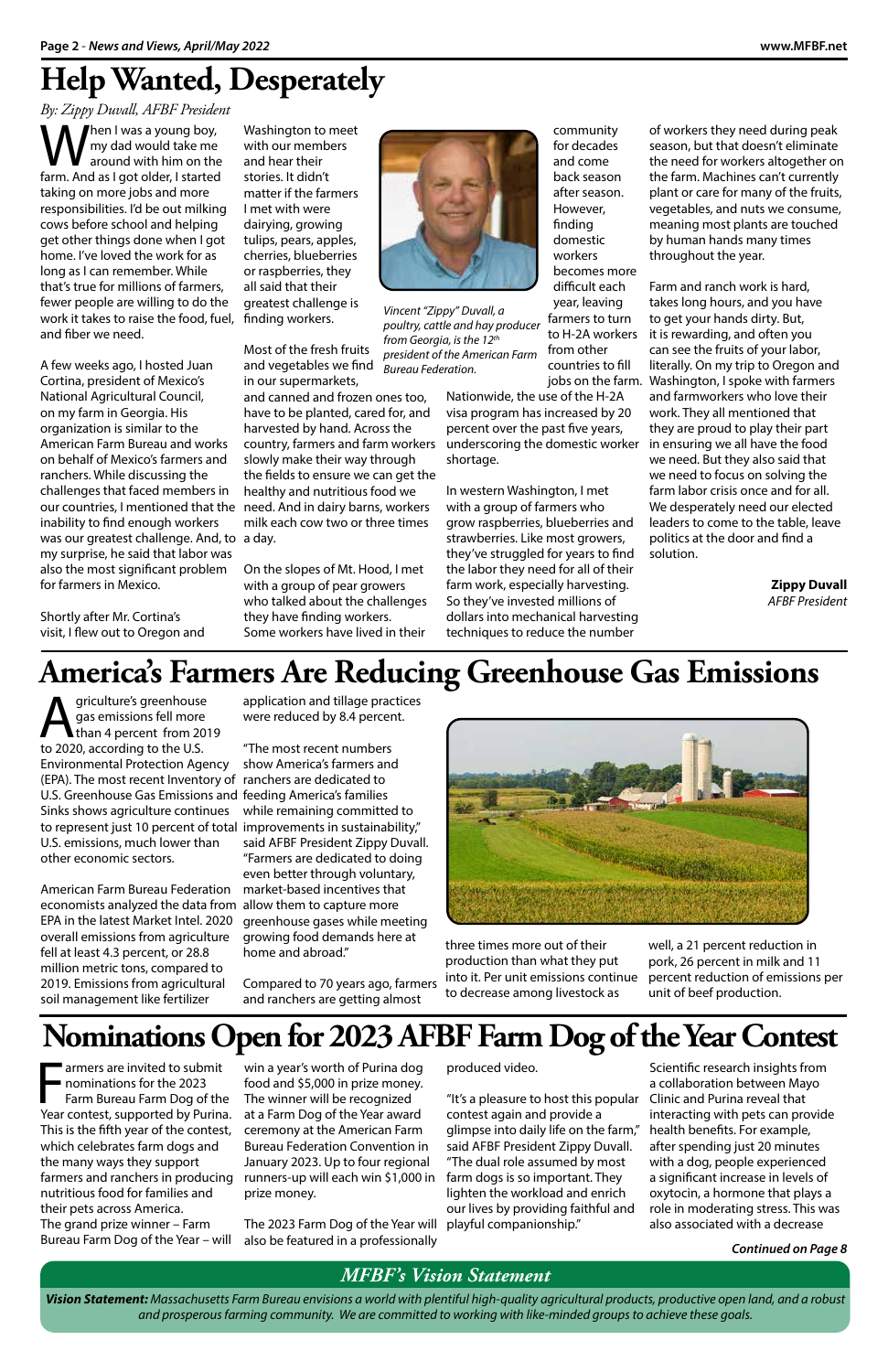# Help Wanted, Desperately

*By: Zippy Duvall, AFBF President*

When I was a young boy, my dad would take me around with him on the farm. And as I got older, I started taking on more jobs and more responsibilities. I'd be out milking cows before school and helping get other things done when I got home. I've loved the work for as long as I can remember. While that's true for millions of farmers, fewer people are willing to do the work it takes to raise the food, fuel, and fiber we need.

A few weeks ago, I hosted Juan Cortina, president of Mexico's National Agricultural Council, on my farm in Georgia. His organization is similar to the American Farm Bureau and works on behalf of Mexico's farmers and ranchers. While discussing the challenges that faced members in our countries, I mentioned that the inability to find enough workers was our greatest challenge. And, to my surprise, he said that labor was also the most significant problem for farmers in Mexico.

Shortly after Mr. Cortina's visit, I flew out to Oregon and Washington to meet with our members and hear their stories. It didn't matter if the farmers I met with were dairying, growing tulips, pears, apples, cherries, blueberries or raspberries, they all said that their greatest challenge is finding workers.

*Vincent "Zippy" Duvall, a poultry, cattle and hay producer from Georgia, is the 12th president of the American Farm Bureau Federation.*

Most of the fresh fruits and vegetables we find in our supermarkets, and canned and frozen ones too, have to be planted, cared for, and harvested by hand. Across the country, farmers and farm workers slowly make their way through the fields to ensure we can get the healthy and nutritious food we need. And in dairy barns, workers milk each cow two or three times a day.

On the slopes of Mt. Hood, I met with a group of pear growers who talked about the challenges they have finding workers. Some workers have lived in their community for decades and come back season after season. However, finding domestic workers becomes more difficult each year, leaving farmers to turn to H-2A workers from other countries to fill jobs on the farm. Nationwide, the use of the H-2A visa program has increased by 20 percent over the past five years, underscoring the domestic worker shortage.

In western Washington, I met with a group of farmers who grow raspberries, blueberries and strawberries. Like most growers, they've struggled for years to find the labor they need for all of their farm work, especially harvesting. So they've invested millions of dollars into mechanical harvesting techniques to reduce the number of workers they need during peak season, but that doesn't eliminate the need for workers altogether on the farm. Machines can't currently plant or care for many of the fruits, vegetables, and nuts we consume, meaning most plants are touched by human hands many times throughout the year.

Farm and ranch work is hard, takes long hours, and you have to get your hands dirty. But, it is rewarding, and often you can see the fruits of your labor, literally. On my trip to Oregon and Washington, I spoke with farmers and farmworkers who love their work. They all mentioned that they are proud to play their part in ensuring we all have the food we need. But they also said that we need to focus on solving the farm labor crisis once and for all. We desperately need our elected leaders to come to the table, leave politics at the door and find a solution.

**Zippy Duvall**
*AFBF President*

# America's Farmers Are Reducing Greenhouse Gas Emissions

Agriculture's greenhouse gas emissions fell more than 4 percent from 2019 to 2020, according to the U.S. Environmental Protection Agency (EPA). The most recent Inventory of U.S. Greenhouse Gas Emissions and Sinks shows agriculture continues to represent just 10 percent of total U.S. emissions, much lower than other economic sectors.

American Farm Bureau Federation economists analyzed the data from EPA in the latest Market Intel. 2020 overall emissions from agriculture fell at least 4.3 percent, or 28.8 million metric tons, compared to 2019. Emissions from agricultural soil management like fertilizer application and tillage practices were reduced by 8.4 percent.

"The most recent numbers show America's farmers and ranchers are dedicated to feeding America's families while remaining committed to improvements in sustainability," said AFBF President Zippy Duvall. "Farmers are dedicated to doing even better through voluntary, market-based incentives that allow them to capture more greenhouse gases while meeting growing food demands here at home and abroad."

Compared to 70 years ago, farmers and ranchers are getting almost three times more out of their production than what they put into it. Per unit emissions continue to decrease among livestock as well, a 21 percent reduction in pork, 26 percent in milk and 11 percent reduction of emissions per unit of beef production.

# Nominations Open for 2023 AFBF Farm Dog of the Year Contest

Farmers are invited to submit nominations for the 2023 Farm Bureau Farm Dog of the Year contest, supported by Purina. This is the fifth year of the contest, which celebrates farm dogs and the many ways they support farmers and ranchers in producing nutritious food for families and their pets across America. The grand prize winner – Farm Bureau Farm Dog of the Year – will win a year's worth of Purina dog food and $5,000 in prize money. The winner will be recognized at a Farm Dog of the Year award ceremony at the American Farm Bureau Federation Convention in January 2023. Up to four regional runners-up will each win $1,000 in prize money.

The 2023 Farm Dog of the Year will also be featured in a professionally produced video.

"It's a pleasure to host this popular contest again and provide a glimpse into daily life on the farm," said AFBF President Zippy Duvall. "The dual role assumed by most farm dogs is so important. They lighten the workload and enrich our lives by providing faithful and playful companionship."

Scientific research insights from a collaboration between Mayo Clinic and Purina reveal that interacting with pets can provide health benefits. For example, after spending just 20 minutes with a dog, people experienced a significant increase in levels of oxytocin, a hormone that plays a role in moderating stress. This was also associated with a decrease

*Continued on Page 8*

## MFBF's Vision Statement

***Vision Statement:*** *Massachusetts Farm Bureau envisions a world with plentiful high-quality agricultural products, productive open land, and a robust and prosperous farming community. We are committed to working with like-minded groups to achieve these goals.*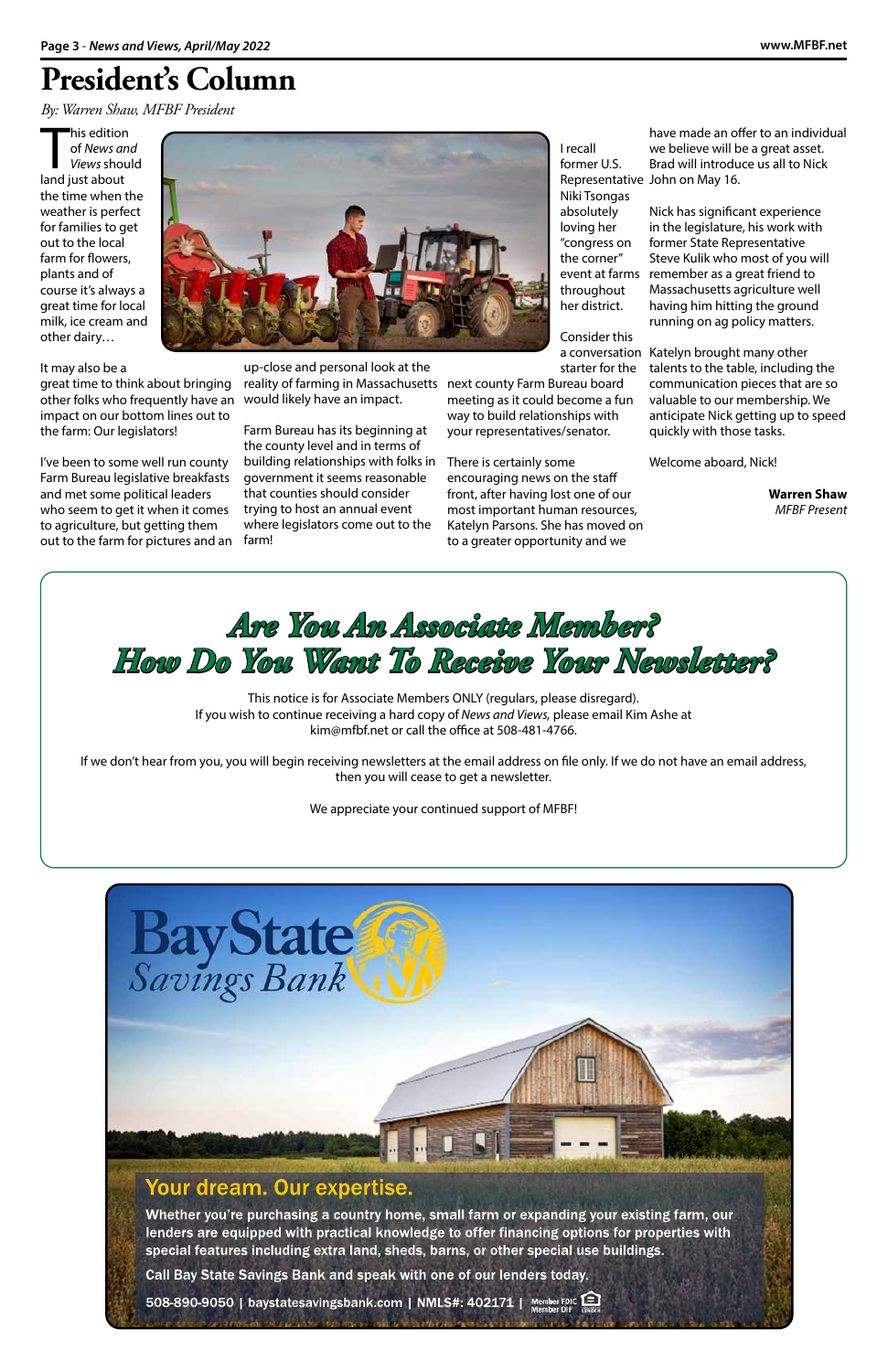# President's Column

*By: Warren Shaw, MFBF President*

This edition of *News and Views* should land just about the time when the weather is perfect for families to get out to the local farm for flowers, plants and of course it's always a great time for local milk, ice cream and other dairy…

It may also be a great time to think about bringing other folks who frequently have an impact on our bottom lines out to the farm: Our legislators!

I've been to some well run county Farm Bureau legislative breakfasts and met some political leaders who seem to get it when it comes to agriculture, but getting them out to the farm for pictures and an up-close and personal look at the reality of farming in Massachusetts would likely have an impact.

Farm Bureau has its beginning at the county level and in terms of building relationships with folks in government it seems reasonable that counties should consider trying to host an annual event where legislators come out to the farm!

I recall former U.S. Representative Niki Tsongas absolutely loving her "congress on the corner" event at farms throughout her district.

Consider this a conversation starter for the next county Farm Bureau board meeting as it could become a fun way to build relationships with your representatives/senator.

There is certainly some encouraging news on the staff front, after having lost one of our most important human resources, Katelyn Parsons. She has moved on to a greater opportunity and we have made an offer to an individual we believe will be a great asset. Brad will introduce us all to Nick John on May 16.

Nick has significant experience in the legislature, his work with former State Representative Steve Kulik who most of you will remember as a great friend to Massachusetts agriculture well having him hitting the ground running on ag policy matters.

Katelyn brought many other talents to the table, including the communication pieces that are so valuable to our membership. We anticipate Nick getting up to speed quickly with those tasks.

Welcome aboard, Nick!

**Warren Shaw**
*MFBF Present*

## *Are You An Associate Member? How Do You Want To Receive Your Newsletter?*

This notice is for Associate Members ONLY (regulars, please disregard).
If you wish to continue receiving a hard copy of *News and Views,* please email Kim Ashe at kim@mfbf.net or call the office at 508-481-4766.

If we don't hear from you, you will begin receiving newsletters at the email address on file only. If we do not have an email address, then you will cease to get a newsletter.

We appreciate your continued support of MFBF!

**Bay State Savings Bank**

## Your dream. Our expertise.

**Whether you're purchasing a country home, small farm or expanding your existing farm, our lenders are equipped with practical knowledge to offer financing options for properties with special features including extra land, sheds, barns, or other special use buildings.**

**Call Bay State Savings Bank and speak with one of our lenders today.**

**508-890-9050 | baystatesavingsbank.com | NMLS#: 402171 | Member FDIC Member DIF**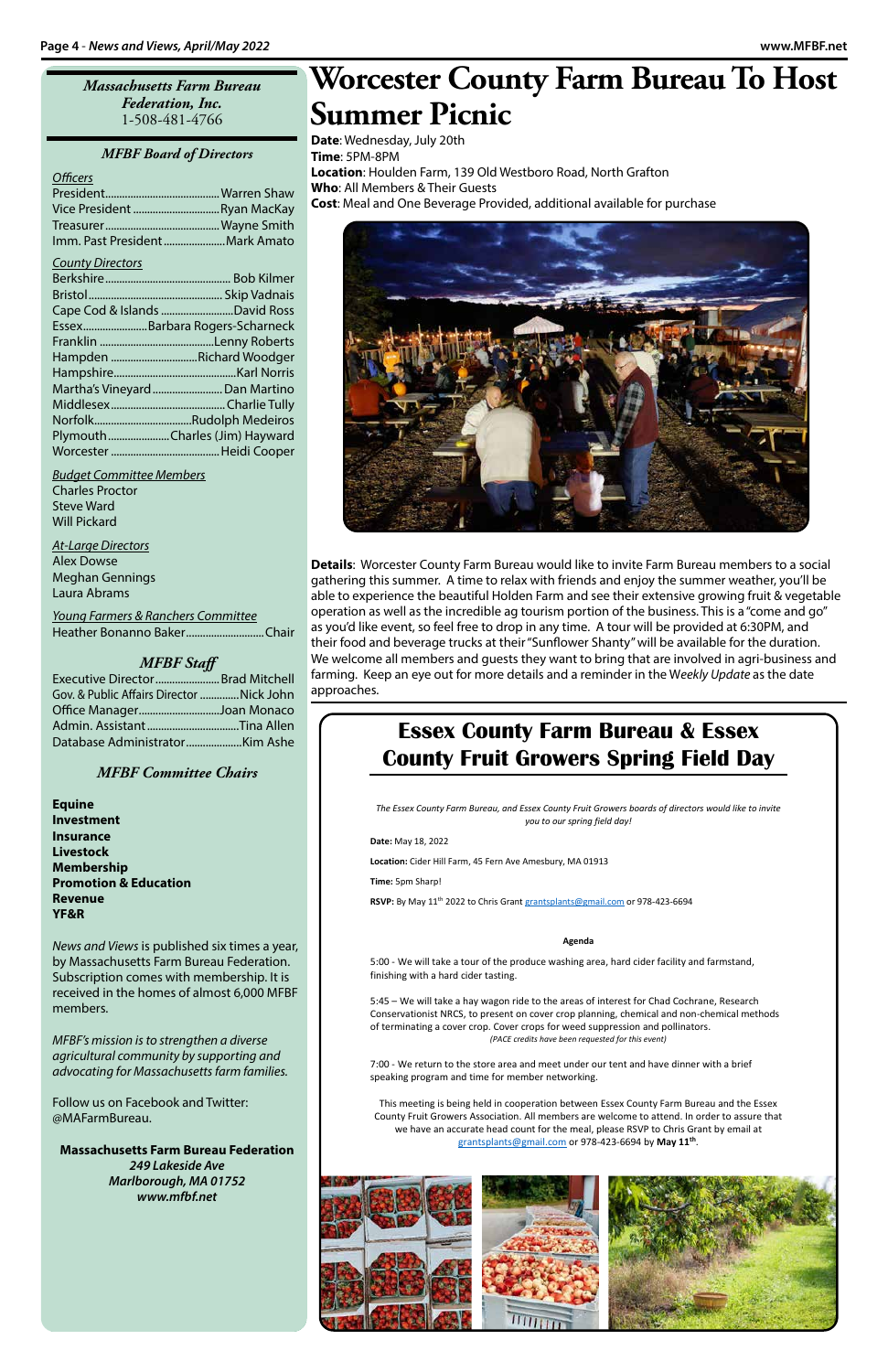**Massachusetts Farm Bureau Federation, Inc.**
1-508-481-4766

### MFBF Board of Directors

*Officers*

President........................................Warren Shaw
Vice President...............................Ryan MacKay
Treasurer.........................................Wayne Smith
Imm. Past President......................Mark Amato

*County Directors*

Berkshire.............................................Bob Kilmer
Bristol.................................................Skip Vadnais
Cape Cod & Islands ..........................David Ross
Essex.......................Barbara Rogers-Scharneck
Franklin .........................................Lenny Roberts
Hampden ...............................Richard Woodger
Hampshire...........................................Karl Norris
Martha's Vineyard.........................Dan Martino
Middlesex........................................Charlie Tully
Norfolk..................................Rudolph Medeiros
Plymouth.....................Charles (Jim) Hayward
Worcester ......................................Heidi Cooper

*Budget Committee Members*

Charles Proctor
Steve Ward
Will Pickard

*At-Large Directors*

Alex Dowse
Meghan Gennings
Laura Abrams

*Young Farmers & Ranchers Committee*

Heather Bonanno Baker...........................Chair

### MFBF Staff

Executive Director.......................Brad Mitchell
Gov. & Public Affairs Director .............Nick John
Office Manager.............................Joan Monaco
Admin. Assistant................................Tina Allen
Database Administrator....................Kim Ashe

### MFBF Committee Chairs

**Equine**
**Investment**
**Insurance**
**Livestock**
**Membership**
**Promotion & Education**
**Revenue**
**YF&R**

*News and Views* is published six times a year, by Massachusetts Farm Bureau Federation. Subscription comes with membership. It is received in the homes of almost 6,000 MFBF members.

*MFBF's mission is to strengthen a diverse agricultural community by supporting and advocating for Massachusetts farm families.*

Follow us on Facebook and Twitter: @MAFarmBureau.

**Massachusetts Farm Bureau Federation**
***249 Lakeside Ave***
***Marlborough, MA 01752***
***www.mfbf.net***

# Worcester County Farm Bureau To Host Summer Picnic

**Date**: Wednesday, July 20th
**Time**: 5PM-8PM
**Location**: Houlden Farm, 139 Old Westboro Road, North Grafton
**Who**: All Members & Their Guests
**Cost**: Meal and One Beverage Provided, additional available for purchase

**Details**: Worcester County Farm Bureau would like to invite Farm Bureau members to a social gathering this summer. A time to relax with friends and enjoy the summer weather, you'll be able to experience the beautiful Holden Farm and see their extensive growing fruit & vegetable operation as well as the incredible ag tourism portion of the business. This is a "come and go" as you'd like event, so feel free to drop in any time. A tour will be provided at 6:30PM, and their food and beverage trucks at their "Sunflower Shanty" will be available for the duration. We welcome all members and guests they want to bring that are involved in agri-business and farming. Keep an eye out for more details and a reminder in the W*eekly Update* as the date approaches.

## Essex County Farm Bureau & Essex County Fruit Growers Spring Field Day

*The Essex County Farm Bureau, and Essex County Fruit Growers boards of directors would like to invite you to our spring field day!*

**Date:** May 18, 2022

**Location:** Cider Hill Farm, 45 Fern Ave Amesbury, MA 01913

**Time:** 5pm Sharp!

**RSVP:** By May 11th 2022 to Chris Grant grantsplants@gmail.com or 978-423-6694

**Agenda**

5:00 - We will take a tour of the produce washing area, hard cider facility and farmstand, finishing with a hard cider tasting.

5:45 – We will take a hay wagon ride to the areas of interest for Chad Cochrane, Research Conservationist NRCS, to present on cover crop planning, chemical and non-chemical methods of terminating a cover crop. Cover crops for weed suppression and pollinators.
*(PACE credits have been requested for this event)*

7:00 - We return to the store area and meet under our tent and have dinner with a brief speaking program and time for member networking.

This meeting is being held in cooperation between Essex County Farm Bureau and the Essex County Fruit Growers Association. All members are welcome to attend. In order to assure that we have an accurate head count for the meal, please RSVP to Chris Grant by email at grantsplants@gmail.com or 978-423-6694 by **May 11th**.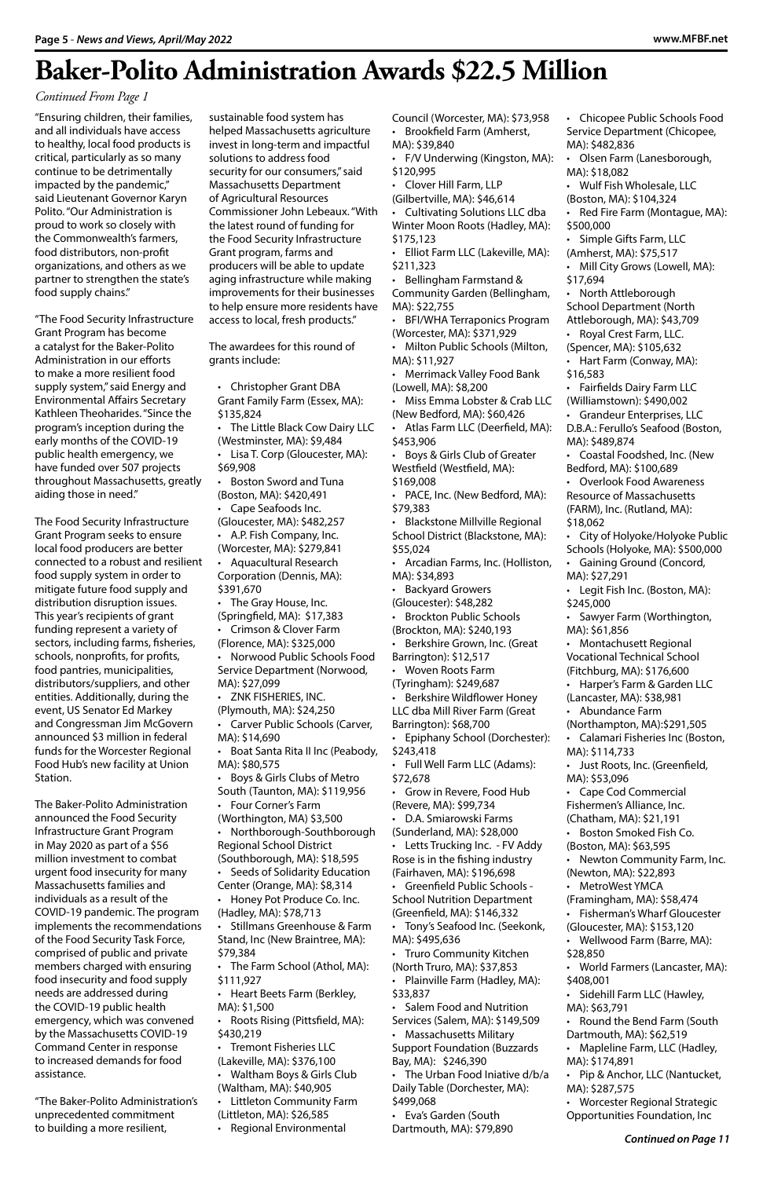# Baker-Polito Administration Awards $22.5 Million

*Continued From Page 1*

"Ensuring children, their families, and all individuals have access to healthy, local food products is critical, particularly as so many continue to be detrimentally impacted by the pandemic," said Lieutenant Governor Karyn Polito. "Our Administration is proud to work so closely with the Commonwealth's farmers, food distributors, non-profit organizations, and others as we partner to strengthen the state's food supply chains."

"The Food Security Infrastructure Grant Program has become a catalyst for the Baker-Polito Administration in our efforts to make a more resilient food supply system," said Energy and Environmental Affairs Secretary Kathleen Theoharides. "Since the program's inception during the early months of the COVID-19 public health emergency, we have funded over 507 projects throughout Massachusetts, greatly aiding those in need."

The Food Security Infrastructure Grant Program seeks to ensure local food producers are better connected to a robust and resilient food supply system in order to mitigate future food supply and distribution disruption issues. This year's recipients of grant funding represent a variety of sectors, including farms, fisheries, schools, nonprofits, for profits, food pantries, municipalities, distributors/suppliers, and other entities. Additionally, during the event, US Senator Ed Markey and Congressman Jim McGovern announced $3 million in federal funds for the Worcester Regional Food Hub's new facility at Union Station.

The Baker-Polito Administration announced the Food Security Infrastructure Grant Program in May 2020 as part of a $56 million investment to combat urgent food insecurity for many Massachusetts families and individuals as a result of the COVID-19 pandemic. The program implements the recommendations of the Food Security Task Force, comprised of public and private members charged with ensuring food insecurity and food supply needs are addressed during the COVID-19 public health emergency, which was convened by the Massachusetts COVID-19 Command Center in response to increased demands for food assistance.

"The Baker-Polito Administration's unprecedented commitment to building a more resilient, sustainable food system has helped Massachusetts agriculture invest in long-term and impactful solutions to address food security for our consumers," said Massachusetts Department of Agricultural Resources Commissioner John Lebeaux. "With the latest round of funding for the Food Security Infrastructure Grant program, farms and producers will be able to update aging infrastructure while making improvements for their businesses to help ensure more residents have access to local, fresh products."

The awardees for this round of grants include:

- Christopher Grant DBA Grant Family Farm (Essex, MA): $135,824
- The Little Black Cow Dairy LLC (Westminster, MA): $9,484
- Lisa T. Corp (Gloucester, MA): $69,908
- Boston Sword and Tuna (Boston, MA): $420,491
- Cape Seafoods Inc. (Gloucester, MA): $482,257
- A.P. Fish Company, Inc. (Worcester, MA): $279,841
- Aquacultural Research Corporation (Dennis, MA): $391,670
- The Gray House, Inc. (Springfield, MA): $17,383
- Crimson & Clover Farm (Florence, MA): $325,000
- Norwood Public Schools Food Service Department (Norwood, MA): $27,099
- ZNK FISHERIES, INC. (Plymouth, MA): $24,250
- Carver Public Schools (Carver, MA): $14,690
- Boat Santa Rita II Inc (Peabody, MA): $80,575
- Boys & Girls Clubs of Metro South (Taunton, MA): $119,956
- Four Corner's Farm (Worthington, MA) $3,500
- Northborough-Southborough Regional School District (Southborough, MA): $18,595
- Seeds of Solidarity Education Center (Orange, MA): $8,314
- Honey Pot Produce Co. Inc. (Hadley, MA): $78,713
- Stillmans Greenhouse & Farm Stand, Inc (New Braintree, MA): $79,384
- The Farm School (Athol, MA): $111,927
- Heart Beets Farm (Berkley, MA): $1,500
- Roots Rising (Pittsfield, MA): $430,219
- Tremont Fisheries LLC (Lakeville, MA): $376,100
- Waltham Boys & Girls Club (Waltham, MA): $40,905
- Littleton Community Farm (Littleton, MA): $26,585
- Regional Environmental Council (Worcester, MA): $73,958
- Brookfield Farm (Amherst, MA): $39,840
- F/V Underwing (Kingston, MA): $120,995
- Clover Hill Farm, LLP (Gilbertville, MA): $46,614
- Cultivating Solutions LLC dba Winter Moon Roots (Hadley, MA): $175,123
- Elliot Farm LLC (Lakeville, MA): $211,323
- Bellingham Farmstand & Community Garden (Bellingham, MA): $22,755
- BFI/WHA Terraponics Program (Worcester, MA): $371,929
- Milton Public Schools (Milton, MA): $11,927
- Merrimack Valley Food Bank (Lowell, MA): $8,200
- Miss Emma Lobster & Crab LLC (New Bedford, MA): $60,426
- Atlas Farm LLC (Deerfield, MA): $453,906
- Boys & Girls Club of Greater Westfield (Westfield, MA): $169,008
- PACE, Inc. (New Bedford, MA): $79,383
- Blackstone Millville Regional School District (Blackstone, MA): $55,024
- Arcadian Farms, Inc. (Holliston, MA): $34,893
- Backyard Growers (Gloucester): $48,282
- Brockton Public Schools (Brockton, MA): $240,193
- Berkshire Grown, Inc. (Great Barrington): $12,517
- Woven Roots Farm (Tyringham): $249,687
- Berkshire Wildflower Honey LLC dba Mill River Farm (Great Barrington): $68,700
- Epiphany School (Dorchester): $243,418
- Full Well Farm LLC (Adams): $72,678
- Grow in Revere, Food Hub (Revere, MA): $99,734
- D.A. Smiarowski Farms (Sunderland, MA): $28,000
- Letts Trucking Inc. - FV Addy Rose is in the fishing industry (Fairhaven, MA): $196,698
- Greenfield Public Schools - School Nutrition Department (Greenfield, MA): $146,332
- Tony's Seafood Inc. (Seekonk, MA): $495,636
- Truro Community Kitchen (North Truro, MA): $37,853
- Plainville Farm (Hadley, MA): $33,837
- Salem Food and Nutrition Services (Salem, MA): $149,509
- Massachusetts Military Support Foundation (Buzzards Bay, MA): $246,390
- The Urban Food Iniative d/b/a Daily Table (Dorchester, MA): $499,068
- Eva's Garden (South Dartmouth, MA): $79,890
- Chicopee Public Schools Food Service Department (Chicopee, MA): $482,836
- Olsen Farm (Lanesborough, MA): $18,082
- Wulf Fish Wholesale, LLC (Boston, MA): $104,324
- Red Fire Farm (Montague, MA): $500,000
- Simple Gifts Farm, LLC (Amherst, MA): $75,517
- Mill City Grows (Lowell, MA): $17,694
- North Attleborough School Department (North Attleborough, MA): $43,709
- Royal Crest Farm, LLC. (Spencer, MA): $105,632
- Hart Farm (Conway, MA): $16,583
- Fairfields Dairy Farm LLC (Williamstown): $490,002
- Grandeur Enterprises, LLC D.B.A.: Ferullo's Seafood (Boston, MA): $489,874
- Coastal Foodshed, Inc. (New Bedford, MA): $100,689
- Overlook Food Awareness Resource of Massachusetts (FARM), Inc. (Rutland, MA): $18,062
- City of Holyoke/Holyoke Public Schools (Holyoke, MA): $500,000
- Gaining Ground (Concord, MA): $27,291
- Legit Fish Inc. (Boston, MA): $245,000
- Sawyer Farm (Worthington, MA): $61,856
- Montachusett Regional Vocational Technical School (Fitchburg, MA): $176,600
- Harper's Farm & Garden LLC (Lancaster, MA): $38,981
- Abundance Farm (Northampton, MA):$291,505
- Calamari Fisheries Inc (Boston, MA): $114,733
- Just Roots, Inc. (Greenfield, MA): $53,096
- Cape Cod Commercial Fishermen's Alliance, Inc. (Chatham, MA): $21,191
- Boston Smoked Fish Co. (Boston, MA): $63,595
- Newton Community Farm, Inc. (Newton, MA): $22,893
- MetroWest YMCA (Framingham, MA): $58,474
- Fisherman's Wharf Gloucester (Gloucester, MA): $153,120
- Wellwood Farm (Barre, MA): $28,850
- World Farmers (Lancaster, MA): $408,001
- Sidehill Farm LLC (Hawley, MA): $63,791
- Round the Bend Farm (South Dartmouth, MA): $62,519
- Mapleline Farm, LLC (Hadley, MA): $174,891
- Pip & Anchor, LLC (Nantucket, MA): $287,575
- Worcester Regional Strategic Opportunities Foundation, Inc

***Continued on Page 11***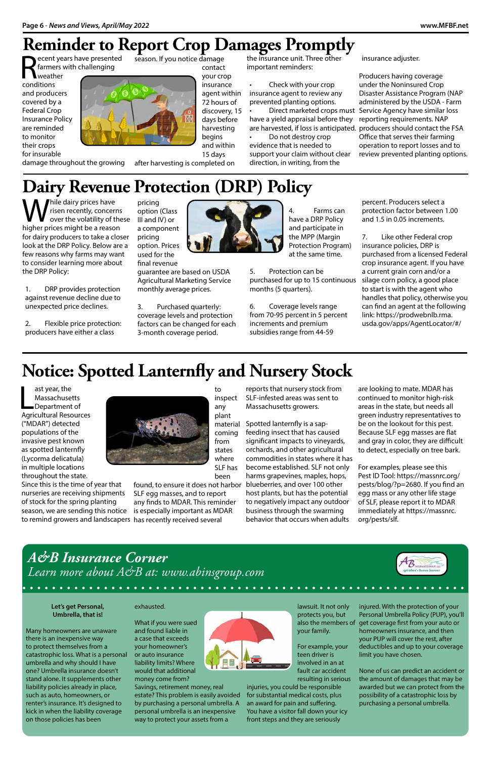# Reminder to Report Crop Damages Promptly

Recent years have presented farmers with challenging weather conditions and producers covered by a Federal Crop Insurance Policy are reminded to monitor their crops for insurable damage throughout the growing season. If you notice damage contact your crop insurance agent within 72 hours of discovery, 15 days before harvesting begins and within 15 days after harvesting is completed on the insurance unit. Three other important reminders:

- Check with your crop insurance agent to review any prevented planting options.
- Direct marketed crops must have a yield appraisal before they are harvested, if loss is anticipated.
- Do not destroy crop evidence that is needed to support your claim without clear direction, in writing, from the insurance adjuster.

Producers having coverage under the Noninsured Crop Disaster Assistance Program (NAP administered by the USDA - Farm Service Agency have similar loss reporting requirements. NAP producers should contact the FSA Office that serves their farming operation to report losses and to review prevented planting options.

# Dairy Revenue Protection (DRP) Policy

While dairy prices have risen recently, concerns over the volatility of these higher prices might be a reason for dairy producers to take a closer look at the DRP Policy. Below are a few reasons why farms may want to consider learning more about the DRP Policy:

1. DRP provides protection against revenue decline due to unexpected price declines.

2. Flexible price protection: producers have either a class pricing option (Class III and IV) or a component pricing option. Prices used for the final revenue guarantee are based on USDA Agricultural Marketing Service monthly average prices.

3. Purchased quarterly: coverage levels and protection factors can be changed for each 3-month coverage period.

4. Farms can have a DRP Policy and participate in the MPP (Margin Protection Program) at the same time.

5. Protection can be purchased for up to 15 continuous months (5 quarters).

6. Coverage levels range from 70-95 percent in 5 percent increments and premium subsidies range from 44-59 percent. Producers select a protection factor between 1.00 and 1.5 in 0.05 increments.

7. Like other Federal crop insurance policies, DRP is purchased from a licensed Federal crop insurance agent. If you have a current grain corn and/or a silage corn policy, a good place to start is with the agent who handles that policy, otherwise you can find an agent at the following link: https://prodwebnlb.rma.usda.gov/apps/AgentLocator/#/

# Notice: Spotted Lanternfly and Nursery Stock

Last year, the Massachusetts Department of Agricultural Resources ("MDAR") detected populations of the invasive pest known as spotted lanternfly (Lycorma delicatula) in multiple locations throughout the state. Since this is the time of year that nurseries are receiving shipments of stock for the spring planting season, we are sending this notice to remind growers and landscapers to inspect any plant material coming from states where SLF has been found, to ensure it does not harbor SLF egg masses, and to report any finds to MDAR. This reminder is especially important as MDAR has recently received several reports that nursery stock from SLF-infested areas was sent to Massachusetts growers.

Spotted lanternfly is a sap-feeding insect that has caused significant impacts to vineyards, orchards, and other agricultural commodities in states where it has become established. SLF not only harms grapevines, maples, hops, blueberries, and over 100 other host plants, but has the potential to negatively impact any outdoor business through the swarming behavior that occurs when adults are looking to mate. MDAR has continued to monitor high-risk areas in the state, but needs all green industry representatives to be on the lookout for this pest. Because SLF egg masses are flat and gray in color, they are difficult to detect, especially on tree bark.

For examples, please see this Pest ID Tool: https://massnrc.org/pests/blog/?p=2680. If you find an egg mass or any other life stage of SLF, please report it to MDAR immediately at https://massnrc.org/pests/slf.

## *A&B Insurance Corner*

*Learn more about A&B at: www.abinsgroup.com*

**Let's get Personal, Umbrella, that is!**

Many homeowners are unaware there is an inexpensive way to protect themselves from a catastrophic loss. What is a personal umbrella and why should I have one? Umbrella insurance doesn't stand alone. It supplements other liability policies already in place, such as auto, homeowners, or renter's insurance. It's designed to kick in when the liability coverage on those policies has been exhausted.

What if you were sued and found liable in a case that exceeds your homeowner's or auto insurance liability limits? Where would that additional money come from? Savings, retirement money, real estate? This problem is easily avoided by purchasing a personal umbrella. A personal umbrella is an inexpensive way to protect your assets from a lawsuit. It not only protects you, but also the members of your family.

For example, your teen driver is involved in an at fault car accident resulting in serious injuries, you could be responsible for substantial medical costs, plus an award for pain and suffering. You have a visitor fall down your icy front steps and they are seriously injured. With the protection of your Personal Umbrella Policy (PUP), you'll get coverage first from your auto or homeowners insurance, and then your PUP will cover the rest, after deductibles and up to your coverage limit you have chosen.

None of us can predict an accident or the amount of damages that may be awarded but we can protect from the possibility of a catastrophic loss by purchasing a personal umbrella.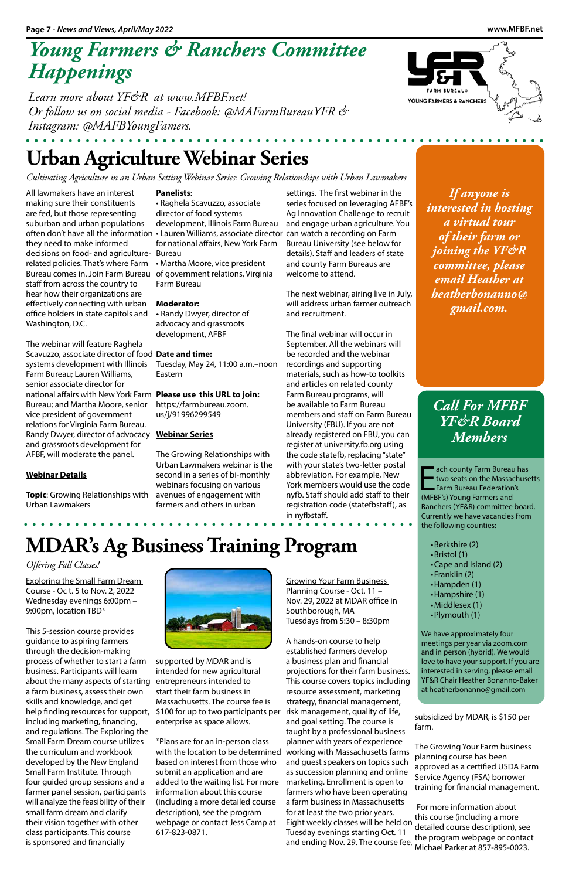# Young Farmers & Ranchers Committee Happenings

*Learn more about YF&R at www.MFBF.net!*
*Or follow us on social media - Facebook: @MAFarmBureauYFR & Instagram: @MAFBYoungFamers.*

## Urban Agriculture Webinar Series

*Cultivating Agriculture in an Urban Setting Webinar Series: Growing Relationships with Urban Lawmakers*

All lawmakers have an interest making sure their constituents are fed, but those representing suburban and urban populations often don't have all the information they need to make informed decisions on food- and agriculture-related policies. That's where Farm Bureau comes in. Join Farm Bureau staff from across the country to hear how their organizations are effectively connecting with urban office holders in state capitols and Washington, D.C.

The webinar will feature Raghela Scavuzzo, associate director of food systems development with Illinois Farm Bureau; Lauren Williams, senior associate director for national affairs with New York Farm Bureau; and Martha Moore, senior vice president of government relations for Virginia Farm Bureau. Randy Dwyer, director of advocacy and grassroots development for AFBF, will moderate the panel.

**Webinar Details**

**Topic**: Growing Relationships with Urban Lawmakers

**Panelists**:
- Raghela Scavuzzo, associate director of food systems development, Illinois Farm Bureau
- Lauren Williams, associate director for national affairs, New York Farm Bureau
- Martha Moore, vice president of government relations, Virginia Farm Bureau

**Moderator:**
- Randy Dwyer, director of advocacy and grassroots development, AFBF

**Date and time:** Tuesday, May 24, 11:00 a.m.–noon Eastern

**Please use this URL to join:** https://farmbureau.zoom.us/j/91996299549

**Webinar Series**

The Growing Relationships with Urban Lawmakers webinar is the second in a series of bi-monthly webinars focusing on various avenues of engagement with farmers and others in urban settings. The first webinar in the series focused on leveraging AFBF's Ag Innovation Challenge to recruit and engage urban agriculture. You can watch a recording on Farm Bureau University (see below for details). Staff and leaders of state and county Farm Bureaus are welcome to attend.

The next webinar, airing live in July, will address urban farmer outreach and recruitment.

The final webinar will occur in September. All the webinars will be recorded and the webinar recordings and supporting materials, such as how-to toolkits and articles on related county Farm Bureau programs, will be available to Farm Bureau members and staff on Farm Bureau University (FBU). If you are not already registered on FBU, you can register at university.fb.org using the code statefb, replacing "state" with your state's two-letter postal abbreviation. For example, New York members would use the code nyfb. Staff should add staff to their registration code (statefbstaff), as in nyfbstaff.

*If anyone is interested in hosting a virtual tour of their farm or joining the YF&R committee, please email Heather at heatherbonanno@gmail.com.*

## Call For MFBF YF&R Board Members

Each county Farm Bureau has two seats on the Massachusetts Farm Bureau Federation's (MFBF's) Young Farmers and Ranchers (YF&R) committee board. Currently we have vacancies from the following counties:

- Berkshire (2)
- Bristol (1)
- Cape and Island (2)
- Franklin (2)
- Hampden (1)
- Hampshire (1)
- Middlesex (1)
- Plymouth (1)

We have approximately four meetings per year via zoom.com and in person (hybrid). We would love to have your support. If you are interested in serving, please email YF&R Chair Heather Bonanno-Baker at heatherbonanno@gmail.com

## MDAR's Ag Business Training Program

*Offering Fall Classes!*

Exploring the Small Farm Dream Course - Oc t. 5 to Nov. 2, 2022 Wednesday evenings 6:00pm – 9:00pm, location TBD*

This 5-session course provides guidance to aspiring farmers through the decision-making process of whether to start a farm business. Participants will learn about the many aspects of starting a farm business, assess their own skills and knowledge, and get help finding resources for support, including marketing, financing, and regulations. The Exploring the Small Farm Dream course utilizes the curriculum and workbook developed by the New England Small Farm Institute. Through four guided group sessions and a farmer panel session, participants will analyze the feasibility of their small farm dream and clarify their vision together with other class participants. This course is sponsored and financially supported by MDAR and is intended for new agricultural entrepreneurs intended to start their farm business in Massachusetts. The course fee is $100 for up to two participants per enterprise as space allows.

*Plans are for an in-person class with the location to be determined based on interest from those who submit an application and are added to the waiting list. For more information about this course (including a more detailed course description), see the program webpage or contact Jess Camp at 617-823-0871.

Growing Your Farm Business Planning Course - Oct. 11 – Nov. 29, 2022 at MDAR office in Southborough, MA Tuesdays from 5:30 – 8:30pm

A hands-on course to help established farmers develop a business plan and financial projections for their farm business. This course covers topics including resource assessment, marketing strategy, financial management, risk management, quality of life, and goal setting. The course is taught by a professional business planner with years of experience working with Massachusetts farms and guest speakers on topics such as succession planning and online marketing. Enrollment is open to farmers who have been operating a farm business in Massachusetts for at least the two prior years. Eight weekly classes will be held on Tuesday evenings starting Oct. 11 and ending Nov. 29. The course fee, subsidized by MDAR, is $150 per farm.

The Growing Your Farm business planning course has been approved as a certified USDA Farm Service Agency (FSA) borrower training for financial management.

For more information about this course (including a more detailed course description), see the program webpage or contact Michael Parker at 857-895-0023.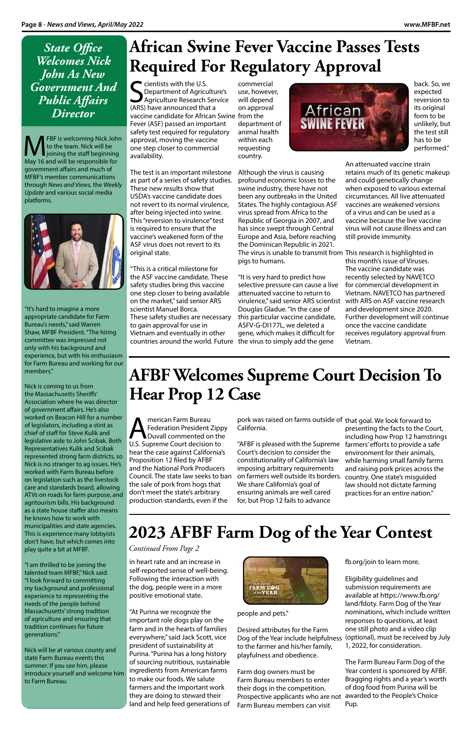## State Office Welcomes Nick John As New Government And Public Affairs Director

MFBF is welcoming Nick John to the team. Nick will be joining the staff beginning May 16 and will be responsible for government affairs and much of MFBF's member communications through *News and Views*, the *Weekly Update* and various social media platforms.

"It's hard to imagine a more appropriate candidate for Farm Bureau's needs," said Warren Shaw, MFBF President. "The hiring committee was impressed not only with his background and experience, but with his enthusiasm for Farm Bureau and working for our members."

Nick is coming to us from the Massachusetts Sheriffs' Association where he was director of government affairs. He's also worked on Beacon Hill for a number of legislators, including a stint as chief of staff for Steve Kulik and legislative aide to John Scibak. Both Representatives Kulik and Scibak represented strong farm districts, so Nick is no stranger to ag issues. He's worked with Farm Bureau before on legislation such as the livestock care and standards board, allowing ATVs on roads for farm purpose, and agritourism bills. His background as a state house staffer also means he knows how to work with municipalities and state agencies. This is experience many lobbyists don't have, but which comes into play quite a bit at MFBF.

"I am thrilled to be joining the talented team MFBF," Nick said. "I look forward to committing my background and professional experience to representing the needs of the people behind Massachusetts' strong tradition of agriculture and ensuring that tradition continues for future generations."

Nick will be at various county and state Farm Bureau events this summer. If you see him, please introduce yourself and welcome him to Farm Bureau.

# African Swine Fever Vaccine Passes Tests Required For Regulatory Approval

Scientists with the U.S. Department of Agriculture's Agriculture Research Service (ARS) have announced that a vaccine candidate for African Swine Fever (ASF) passed an important safety test required for regulatory approval, moving the vaccine one step closer to commercial availability.

The test is an important milestone as part of a series of safety studies. These new results show that USDA's vaccine candidate does not revert to its normal virulence, after being injected into swine. This "reversion to virulence" test is required to ensure that the vaccine's weakened form of the ASF virus does not revert to its original state.

"This is a critical milestone for the ASF vaccine candidate. These safety studies bring this vaccine one step closer to being available on the market," said senior ARS scientist Manuel Borca. These safety studies are necessary to gain approval for use in Vietnam and eventually in other countries around the world. Future commercial use, however, will depend on approval from the department of animal health within each requesting country.

Although the virus is causing profound economic losses to the swine industry, there have not been any outbreaks in the United States. The highly contagious ASF virus spread from Africa to the Republic of Georgia in 2007, and has since swept through Central Europe and Asia, before reaching the Dominican Republic in 2021. The virus is unable to transmit from pigs to humans.

"It is very hard to predict how selective pressure can cause a live attenuated vaccine to return to virulence," said senior ARS scientist Douglas Gladue. "In the case of this particular vaccine candidate, ASFV-G-Dl177L, we deleted a gene, which makes it difficult for the virus to simply add the gene back. So, we expected reversion to its original form to be unlikely, but the test still has to be performed."

An attenuated vaccine strain retains much of its genetic makeup and could genetically change when exposed to various external circumstances. All live attenuated vaccines are weakened versions of a virus and can be used as a vaccine because the live vaccine virus will not cause illness and can still provide immunity.

This research is highlighted in this month's issue of Viruses. The vaccine candidate was recently selected by NAVETCO for commercial development in Vietnam. NAVETCO has partnered with ARS on ASF vaccine research and development since 2020. Further development will continue once the vaccine candidate receives regulatory approval from Vietnam.

# AFBF Welcomes Supreme Court Decision To Hear Prop 12 Case

American Farm Bureau Federation President Zippy Duvall commented on the U.S. Supreme Court decision to hear the case against California's Proposition 12 filed by AFBF and the National Pork Producers Council. The state law seeks to ban the sale of pork from hogs that don't meet the state's arbitrary production standards, even if the pork was raised on farms outside of California.

"AFBF is pleased with the Supreme Court's decision to consider the constitutionality of California's law imposing arbitrary requirements on farmers well outside its borders. We share California's goal of ensuring animals are well cared for, but Prop 12 fails to advance that goal. We look forward to presenting the facts to the Court, including how Prop 12 hamstrings farmers' efforts to provide a safe environment for their animals, while harming small family farms and raising pork prices across the country. One state's misguided law should not dictate farming practices for an entire nation."

# 2023 AFBF Farm Dog of the Year Contest

*Continued From Page 2*

in heart rate and an increase in self-reported sense of well-being. Following the interaction with the dog, people were in a more positive emotional state.

"At Purina we recognize the important role dogs play on the farm and in the hearts of families everywhere," said Jack Scott, vice president of sustainability at Purina. "Purina has a long history of sourcing nutritious, sustainable ingredients from American farms to make our foods. We salute farmers and the important work they are doing to steward their land and help feed generations of people and pets."

Desired attributes for the Farm Dog of the Year include helpfulness to the farmer and his/her family, playfulness and obedience.

Farm dog owners must be Farm Bureau members to enter their dogs in the competition. Prospective applicants who are not Farm Bureau members can visit fb.org/join to learn more.

Eligibility guidelines and submission requirements are available at https://www.fb.org/land/fdoty. Farm Dog of the Year nominations, which include written responses to questions, at least one still photo and a video clip (optional), must be received by July 1, 2022, for consideration.

The Farm Bureau Farm Dog of the Year contest is sponsored by AFBF. Bragging rights and a year's worth of dog food from Purina will be awarded to the People's Choice Pup.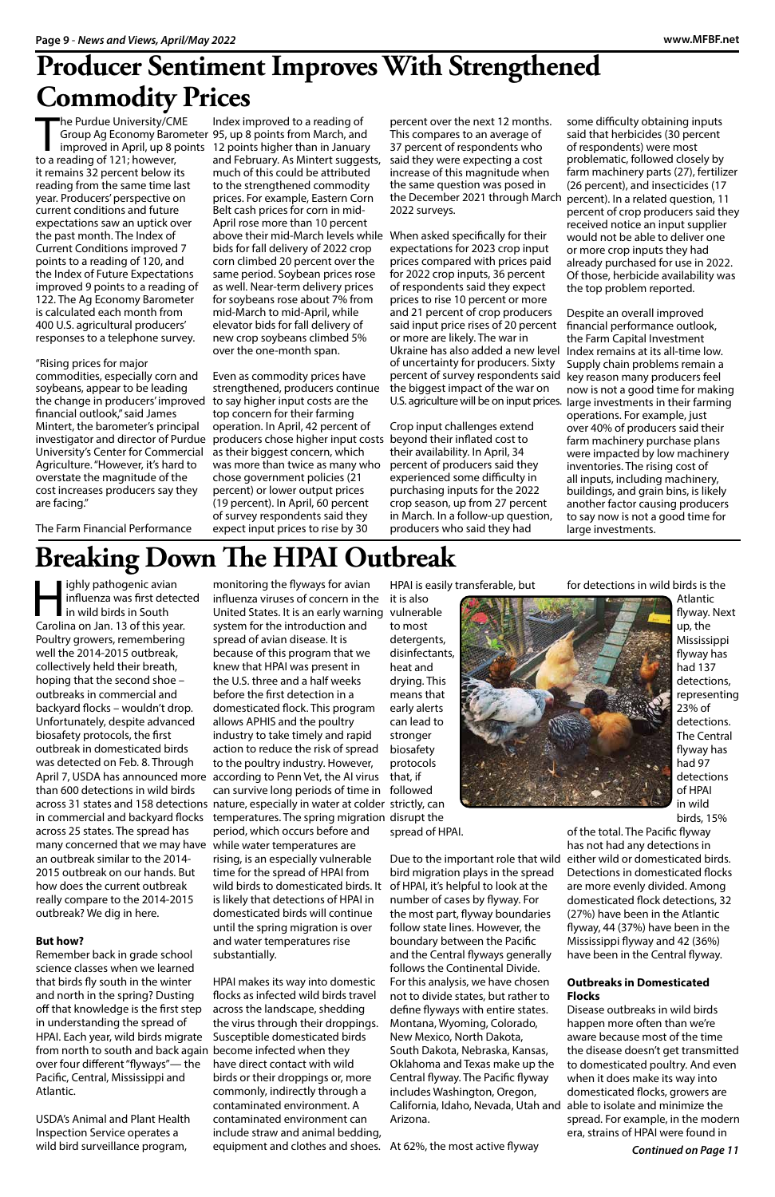# Producer Sentiment Improves With Strengthened Commodity Prices

The Purdue University/CME Group Ag Economy Barometer improved in April, up 8 points to a reading of 121; however, it remains 32 percent below its reading from the same time last year. Producers' perspective on current conditions and future expectations saw an uptick over the past month. The Index of Current Conditions improved 7 points to a reading of 120, and the Index of Future Expectations improved 9 points to a reading of 122. The Ag Economy Barometer is calculated each month from 400 U.S. agricultural producers' responses to a telephone survey.

"Rising prices for major commodities, especially corn and soybeans, appear to be leading the change in producers' improved financial outlook," said James Mintert, the barometer's principal investigator and director of Purdue University's Center for Commercial Agriculture. "However, it's hard to overstate the magnitude of the cost increases producers say they are facing."

The Farm Financial Performance Index improved to a reading of 95, up 8 points from March, and 12 points higher than in January and February. As Mintert suggests, much of this could be attributed to the strengthened commodity prices. For example, Eastern Corn Belt cash prices for corn in mid-April rose more than 10 percent above their mid-March levels while bids for fall delivery of 2022 crop corn climbed 20 percent over the same period. Soybean prices rose as well. Near-term delivery prices for soybeans rose about 7% from mid-March to mid-April, while elevator bids for fall delivery of new crop soybeans climbed 5% over the one-month span.

Even as commodity prices have strengthened, producers continue to say higher input costs are the top concern for their farming operation. In April, 42 percent of producers chose higher input costs as their biggest concern, which was more than twice as many who chose government policies (21 percent) or lower output prices (19 percent). In April, 60 percent of survey respondents said they expect input prices to rise by 30 percent over the next 12 months. This compares to an average of 37 percent of respondents who said they were expecting a cost increase of this magnitude when the same question was posed in the December 2021 through March 2022 surveys.

When asked specifically for their expectations for 2023 crop input prices compared with prices paid for 2022 crop inputs, 36 percent of respondents said they expect prices to rise 10 percent or more and 21 percent of crop producers said input price rises of 20 percent or more are likely. The war in Ukraine has also added a new level of uncertainty for producers. Sixty percent of survey respondents said the biggest impact of the war on U.S. agriculture will be on input prices.

Crop input challenges extend beyond their inflated cost to their availability. In April, 34 percent of producers said they experienced some difficulty in purchasing inputs for the 2022 crop season, up from 27 percent in March. In a follow-up question, producers who said they had some difficulty obtaining inputs said that herbicides (30 percent of respondents) were most problematic, followed closely by farm machinery parts (27), fertilizer (26 percent), and insecticides (17 percent). In a related question, 11 percent of crop producers said they received notice an input supplier would not be able to deliver one or more crop inputs they had already purchased for use in 2022. Of those, herbicide availability was the top problem reported.

Despite an overall improved financial performance outlook, the Farm Capital Investment Index remains at its all-time low. Supply chain problems remain a key reason many producers feel now is not a good time for making large investments in their farming operations. For example, just over 40% of producers said their farm machinery purchase plans were impacted by low machinery inventories. The rising cost of all inputs, including machinery, buildings, and grain bins, is likely another factor causing producers to say now is not a good time for large investments.

# Breaking Down The HPAI Outbreak

Highly pathogenic avian influenza was first detected in wild birds in South Carolina on Jan. 13 of this year. Poultry growers, remembering well the 2014-2015 outbreak, collectively held their breath, hoping that the second shoe – outbreaks in commercial and backyard flocks – wouldn't drop. Unfortunately, despite advanced biosafety protocols, the first outbreak in domesticated birds was detected on Feb. 8. Through April 7, USDA has announced more than 600 detections in wild birds across 31 states and 158 detections in commercial and backyard flocks across 25 states. The spread has many concerned that we may have an outbreak similar to the 2014-2015 outbreak on our hands. But how does the current outbreak really compare to the 2014-2015 outbreak? We dig in here.

**But how?**

Remember back in grade school science classes when we learned that birds fly south in the winter and north in the spring? Dusting off that knowledge is the first step in understanding the spread of HPAI. Each year, wild birds migrate from north to south and back again over four different "flyways"— the Pacific, Central, Mississippi and Atlantic.

USDA's Animal and Plant Health Inspection Service operates a wild bird surveillance program, monitoring the flyways for avian influenza viruses of concern in the United States. It is an early warning system for the introduction and spread of avian disease. It is because of this program that we knew that HPAI was present in the U.S. three and a half weeks before the first detection in a domesticated flock. This program allows APHIS and the poultry industry to take timely and rapid action to reduce the risk of spread to the poultry industry. However, according to Penn Vet, the AI virus can survive long periods of time in nature, especially in water at colder temperatures. The spring migration period, which occurs before and while water temperatures are rising, is an especially vulnerable time for the spread of HPAI from wild birds to domesticated birds. It is likely that detections of HPAI in domesticated birds will continue until the spring migration is over and water temperatures rise substantially.

HPAI makes its way into domestic flocks as infected wild birds travel across the landscape, shedding the virus through their droppings. Susceptible domesticated birds become infected when they have direct contact with wild birds or their droppings or, more commonly, indirectly through a contaminated environment. A contaminated environment can include straw and animal bedding, equipment and clothes and shoes. HPAI is easily transferable, but it is also vulnerable to most detergents, disinfectants, heat and drying. This means that early alerts can lead to stronger biosafety protocols that, if followed strictly, can disrupt the spread of HPAI.

Due to the important role that wild bird migration plays in the spread of HPAI, it's helpful to look at the number of cases by flyway. For the most part, flyway boundaries follow state lines. However, the boundary between the Pacific and the Central flyways generally follows the Continental Divide. For this analysis, we have chosen not to divide states, but rather to define flyways with entire states. Montana, Wyoming, Colorado, New Mexico, North Dakota, South Dakota, Nebraska, Kansas, Oklahoma and Texas make up the Central flyway. The Pacific flyway includes Washington, Oregon, California, Idaho, Nevada, Utah and Arizona.

At 62%, the most active flyway for detections in wild birds is the Atlantic flyway. Next up, the Mississippi flyway has had 137 detections, representing 23% of detections. The Central flyway has had 97 detections of HPAI in wild birds, 15% of the total. The Pacific flyway has not had any detections in either wild or domesticated birds. Detections in domesticated flocks are more evenly divided. Among domesticated flock detections, 32 (27%) have been in the Atlantic flyway, 44 (37%) have been in the Mississippi flyway and 42 (36%) have been in the Central flyway.

**Outbreaks in Domesticated Flocks**

Disease outbreaks in wild birds happen more often than we're aware because most of the time the disease doesn't get transmitted to domesticated poultry. And even when it does make its way into domesticated flocks, growers are able to isolate and minimize the spread. For example, in the modern era, strains of HPAI were found in

*Continued on Page 11*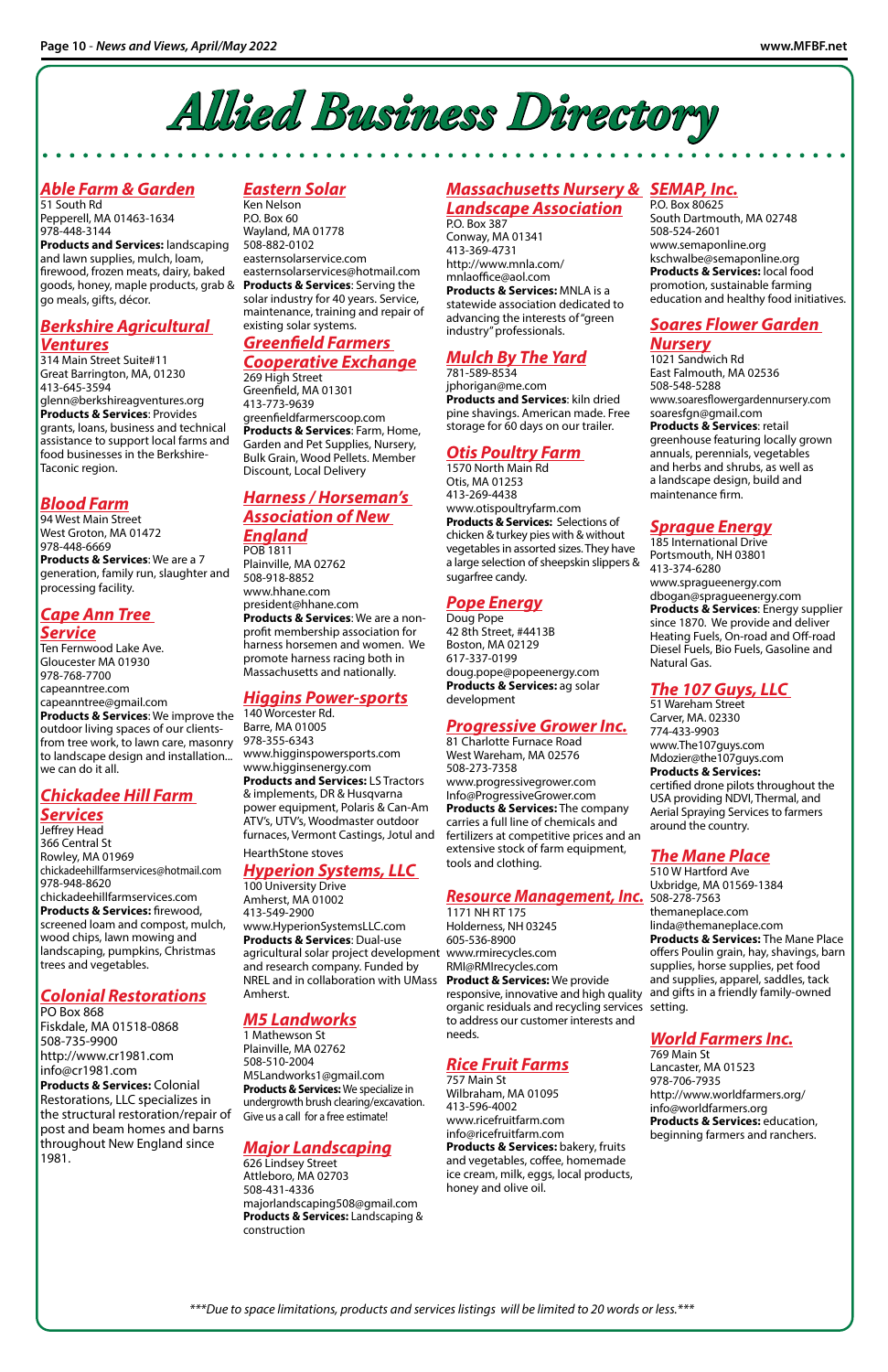# Allied Business Directory

## Able Farm & Garden

51 South Rd
Pepperell, MA 01463-1634
978-448-3144
**Products and Services:** landscaping and lawn supplies, mulch, loam, firewood, frozen meats, dairy, baked goods, honey, maple products, grab & go meals, gifts, décor.

## Berkshire Agricultural Ventures

314 Main Street Suite#11
Great Barrington, MA, 01230
413-645-3594
glenn@berkshireagventures.org
**Products & Services:** Provides grants, loans, business and technical assistance to support local farms and food businesses in the Berkshire-Taconic region.

## Blood Farm

94 West Main Street
West Groton, MA 01472
978-448-6669
**Products & Services:** We are a 7 generation, family run, slaughter and processing facility.

## Cape Ann Tree Service

Ten Fernwood Lake Ave.
Gloucester MA 01930
978-768-7700
capeanntree.com
capeanntree@gmail.com
**Products & Services:** We improve the outdoor living spaces of our clients- from tree work, to lawn care, masonry to landscape design and installation... we can do it all.

## Chickadee Hill Farm Services

Jeffrey Head
366 Central St
Rowley, MA 01969
chickadeehillfarmservices@hotmail.com
978-948-8620
chickadeehillfarmservices.com
**Products & Services:** firewood, screened loam and compost, mulch, wood chips, lawn mowing and landscaping, pumpkins, Christmas trees and vegetables.

## Colonial Restorations

PO Box 868
Fiskdale, MA 01518-0868
508-735-9900
http://www.cr1981.com
info@cr1981.com
**Products & Services:** Colonial Restorations, LLC specializes in the structural restoration/repair of post and beam homes and barns throughout New England since 1981.

## Eastern Solar

Ken Nelson
P.O. Box 60
Wayland, MA 01778
508-882-0102
easternsolarservice.com
easternsolarservices@hotmail.com
**Products & Services:** Serving the solar industry for 40 years. Service, maintenance, training and repair of existing solar systems.

## Greenfield Farmers Cooperative Exchange

269 High Street
Greenfield, MA 01301
413-773-9639
greenfieldfarmerscoop.com
**Products & Services:** Farm, Home, Garden and Pet Supplies, Nursery, Bulk Grain, Wood Pellets. Member Discount, Local Delivery

## Harness / Horseman's Association of New England

POB 1811
Plainville, MA 02762
508-918-8852
www.hhane.com
president@hhane.com
**Products & Services:** We are a non-profit membership association for harness horsemen and women. We promote harness racing both in Massachusetts and nationally.

## Higgins Power-sports

140 Worcester Rd.
Barre, MA 01005
978-355-6343
www.higginspowersports.com
www.higginsenergy.com
**Products and Services:** LS Tractors & implements, DR & Husqvarna power equipment, Polaris & Can-Am ATV's, UTV's, Woodmaster outdoor furnaces, Vermont Castings, Jotul and HearthStone stoves

## Hyperion Systems, LLC

100 University Drive
Amherst, MA 01002
413-549-2900
www.HyperionSystemsLLC.com
**Products & Services:** Dual-use agricultural solar project development and research company. Funded by NREL and in collaboration with UMass Amherst.

## M5 Landworks

1 Mathewson St
Plainville, MA 02762
508-510-2004
M5Landworks1@gmail.com
**Products & Services:** We specialize in undergrowth brush clearing/excavation. Give us a call for a free estimate!

## Major Landscaping

626 Lindsey Street
Attleboro, MA 02703
508-431-4336
majorlandscaping508@gmail.com
**Products & Services:** Landscaping & construction

## Massachusetts Nursery & Landscape Association

P.O. Box 387
Conway, MA 01341
413-369-4731
http://www.mnla.com/
mnlaoffice@aol.com
**Products & Services:** MNLA is a statewide association dedicated to advancing the interests of "green industry" professionals.

## Mulch By The Yard

781-589-8534
jphorigan@me.com
**Products and Services:** kiln dried pine shavings. American made. Free storage for 60 days on our trailer.

## Otis Poultry Farm

1570 North Main Rd
Otis, MA 01253
413-269-4438
www.otispoultryfarm.com
**Products & Services:** Selections of chicken & turkey pies with & without vegetables in assorted sizes. They have a large selection of sheepskin slippers & sugarfree candy.

## Pope Energy

Doug Pope
42 8th Street, #4413B
Boston, MA 02129
617-337-0199
doug.pope@popeenergy.com
**Products & Services:** ag solar development

## Progressive Grower Inc.

81 Charlotte Furnace Road
West Wareham, MA 02576
508-273-7358
www.progressivegrower.com
Info@ProgressiveGrower.com
**Products & Services:** The company carries a full line of chemicals and fertilizers at competitive prices and an extensive stock of farm equipment, tools and clothing.

## Resource Management, Inc.

1171 NH RT 175
Holderness, NH 03245
605-536-8900
www.rmirecycles.com
RMI@RMIrecycles.com
**Product & Services:** We provide responsive, innovative and high quality organic residuals and recycling services to address our customer interests and needs.

## Rice Fruit Farms

757 Main St
Wilbraham, MA 01095
413-596-4002
www.ricefruitfarm.com
info@ricefruitfarm.com
**Products & Services:** bakery, fruits and vegetables, coffee, homemade ice cream, milk, eggs, local products, honey and olive oil.

## SEMAP, Inc.

P.O. Box 80625
South Dartmouth, MA 02748
508-524-2601
www.semaponline.org
kschwalbe@semaponline.org
**Products & Services:** local food promotion, sustainable farming education and healthy food initiatives.

## Soares Flower Garden Nursery

1021 Sandwich Rd
East Falmouth, MA 02536
508-548-5288
www.soaresflowergardennursery.com
soaresfgn@gmail.com
**Products & Services:** retail greenhouse featuring locally grown annuals, perennials, vegetables and herbs and shrubs, as well as a landscape design, build and maintenance firm.

## Sprague Energy

185 International Drive
Portsmouth, NH 03801
413-374-6280
www.spragueenergy.com
dbogan@spragueenergy.com
**Products & Services:** Energy supplier since 1870. We provide and deliver Heating Fuels, On-road and Off-road Diesel Fuels, Bio Fuels, Gasoline and Natural Gas.

## The 107 Guys, LLC

51 Wareham Street
Carver, MA. 02330
774-433-9903
www.The107guys.com
Mdozier@the107guys.com
**Products & Services:**
certified drone pilots throughout the USA providing NDVI, Thermal, and Aerial Spraying Services to farmers around the country.

## The Mane Place

510 W Hartford Ave
Uxbridge, MA 01569-1384
508-278-7563
themaneplace.com
linda@themaneplace.com
**Products & Services:** The Mane Place offers Poulin grain, hay, shavings, barn supplies, horse supplies, pet food and supplies, apparel, saddles, tack and gifts in a friendly family-owned setting.

## World Farmers Inc.

769 Main St
Lancaster, MA 01523
978-706-7935
http://www.worldfarmers.org/
info@worldfarmers.org
**Products & Services:** education, beginning farmers and ranchers.

*\*\*\*Due to space limitations, products and services listings will be limited to 20 words or less.\*\*\**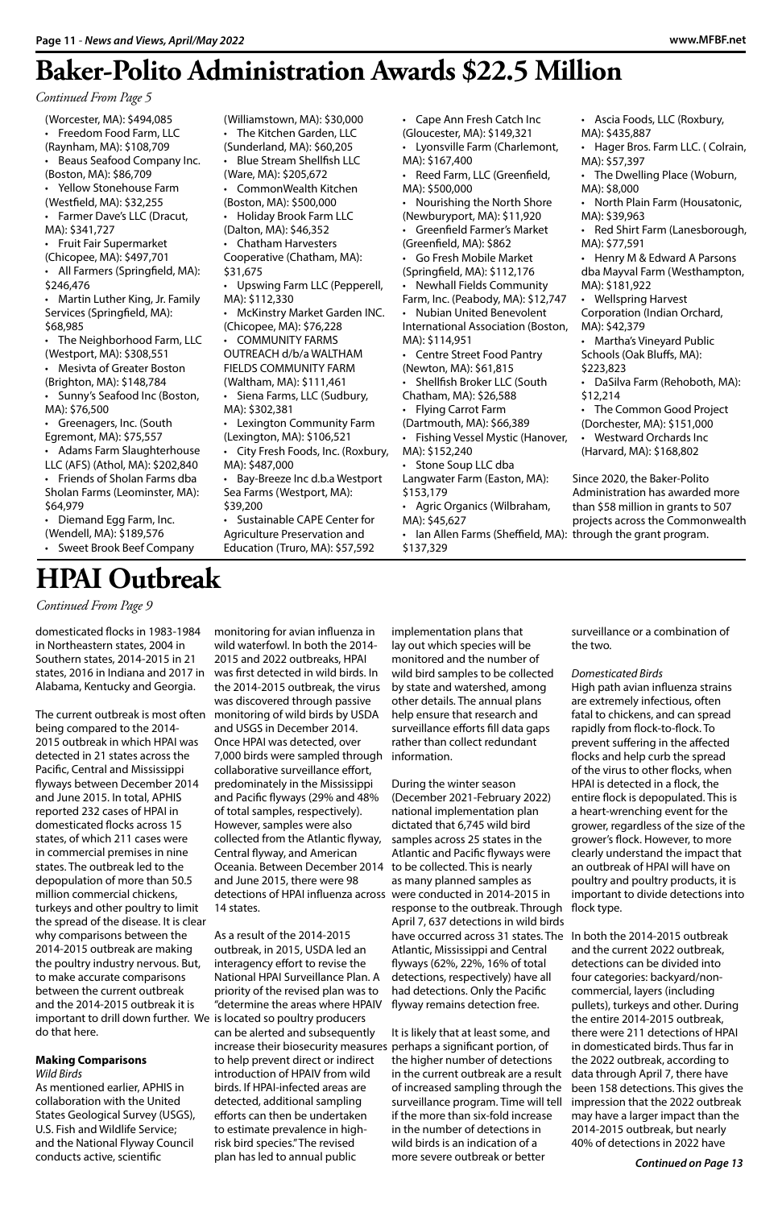# Baker-Polito Administration Awards $22.5 Million

*Continued From Page 5*

(Worcester, MA): $494,085
- Freedom Food Farm, LLC (Raynham, MA): $108,709
- Beaus Seafood Company Inc. (Boston, MA): $86,709
- Yellow Stonehouse Farm (Westfield, MA): $32,255
- Farmer Dave's LLC (Dracut, MA): $341,727
- Fruit Fair Supermarket (Chicopee, MA): $497,701
- All Farmers (Springfield, MA): $246,476
- Martin Luther King, Jr. Family Services (Springfield, MA): $68,985
- The Neighborhood Farm, LLC (Westport, MA): $308,551
- Mesivta of Greater Boston (Brighton, MA): $148,784
- Sunny's Seafood Inc (Boston, MA): $76,500
- Greenagers, Inc. (South Egremont, MA): $75,557
- Adams Farm Slaughterhouse LLC (AFS) (Athol, MA): $202,840
- Friends of Sholan Farms dba Sholan Farms (Leominster, MA): $64,979
- Diemand Egg Farm, Inc. (Wendell, MA): $189,576
- Sweet Brook Beef Company (Williamstown, MA): $30,000
- The Kitchen Garden, LLC (Sunderland, MA): $60,205
- Blue Stream Shellfish LLC (Ware, MA): $205,672
- CommonWealth Kitchen (Boston, MA): $500,000
- Holiday Brook Farm LLC (Dalton, MA): $46,352
- Chatham Harvesters Cooperative (Chatham, MA): $31,675
- Upswing Farm LLC (Pepperell, MA): $112,330
- McKinstry Market Garden INC. (Chicopee, MA): $76,228
- COMMUNITY FARMS OUTREACH d/b/a WALTHAM FIELDS COMMUNITY FARM (Waltham, MA): $111,461
- Siena Farms, LLC (Sudbury, MA): $302,381
- Lexington Community Farm (Lexington, MA): $106,521
- City Fresh Foods, Inc. (Roxbury, MA): $487,000
- Bay-Breeze Inc d.b.a Westport Sea Farms (Westport, MA): $39,200
- Sustainable CAPE Center for Agriculture Preservation and Education (Truro, MA): $57,592
- Cape Ann Fresh Catch Inc (Gloucester, MA): $149,321
- Lyonsville Farm (Charlemont, MA): $167,400
- Reed Farm, LLC (Greenfield, MA): $500,000
- Nourishing the North Shore (Newburyport, MA): $11,920
- Greenfield Farmer's Market (Greenfield, MA): $862
- Go Fresh Mobile Market (Springfield, MA): $112,176
- Newhall Fields Community Farm, Inc. (Peabody, MA): $12,747
- Nubian United Benevolent International Association (Boston, MA): $114,951
- Centre Street Food Pantry (Newton, MA): $61,815
- Shellfish Broker LLC (South Chatham, MA): $26,588
- Flying Carrot Farm (Dartmouth, MA): $66,389
- Fishing Vessel Mystic (Hanover, MA): $152,240
- Stone Soup LLC dba Langwater Farm (Easton, MA): $153,179
- Agric Organics (Wilbraham, MA): $45,627
- Ian Allen Farms (Sheffield, MA): $137,329
- Ascia Foods, LLC (Roxbury, MA): $435,887
- Hager Bros. Farm LLC. ( Colrain, MA): $57,397
- The Dwelling Place (Woburn, MA): $8,000
- North Plain Farm (Housatonic, MA): $39,963
- Red Shirt Farm (Lanesborough, MA): $77,591
- Henry M & Edward A Parsons dba Mayval Farm (Westhampton, MA): $181,922
- Wellspring Harvest Corporation (Indian Orchard, MA): $42,379
- Martha's Vineyard Public Schools (Oak Bluffs, MA): $223,823
- DaSilva Farm (Rehoboth, MA): $12,214
- The Common Good Project (Dorchester, MA): $151,000
- Westward Orchards Inc (Harvard, MA): $168,802

Since 2020, the Baker-Polito Administration has awarded more than $58 million in grants to 507 projects across the Commonwealth through the grant program.

# HPAI Outbreak

*Continued From Page 9*

domesticated flocks in 1983-1984 in Northeastern states, 2004 in Southern states, 2014-2015 in 21 states, 2016 in Indiana and 2017 in Alabama, Kentucky and Georgia.

The current outbreak is most often being compared to the 2014-2015 outbreak in which HPAI was detected in 21 states across the Pacific, Central and Mississippi flyways between December 2014 and June 2015. In total, APHIS reported 232 cases of HPAI in domesticated flocks across 15 states, of which 211 cases were in commercial premises in nine states. The outbreak led to the depopulation of more than 50.5 million commercial chickens, turkeys and other poultry to limit the spread of the disease. It is clear why comparisons between the 2014-2015 outbreak are making the poultry industry nervous. But, to make accurate comparisons between the current outbreak and the 2014-2015 outbreak it is important to drill down further. We do that here.

**Making Comparisons**

*Wild Birds*

As mentioned earlier, APHIS in collaboration with the United States Geological Survey (USGS), U.S. Fish and Wildlife Service; and the National Flyway Council conducts active, scientific monitoring for avian influenza in wild waterfowl. In both the 2014-2015 and 2022 outbreaks, HPAI was first detected in wild birds. In the 2014-2015 outbreak, the virus was discovered through passive monitoring of wild birds by USDA and USGS in December 2014. Once HPAI was detected, over 7,000 birds were sampled through collaborative surveillance effort, predominately in the Mississippi and Pacific flyways (29% and 48% of total samples, respectively). However, samples were also collected from the Atlantic flyway, Central flyway, and American Oceania. Between December 2014 and June 2015, there were 98 detections of HPAI influenza across 14 states.

As a result of the 2014-2015 outbreak, in 2015, USDA led an interagency effort to revise the National HPAI Surveillance Plan. A priority of the revised plan was to "determine the areas where HPAIV is located so poultry producers can be alerted and subsequently increase their biosecurity measures to help prevent direct or indirect introduction of HPAIV from wild birds. If HPAI-infected areas are detected, additional sampling efforts can then be undertaken to estimate prevalence in high-risk bird species." The revised plan has led to annual public implementation plans that lay out which species will be monitored and the number of wild bird samples to be collected by state and watershed, among other details. The annual plans help ensure that research and surveillance efforts fill data gaps rather than collect redundant information.

During the winter season (December 2021-February 2022) national implementation plan dictated that 6,745 wild bird samples across 25 states in the Atlantic and Pacific flyways were to be collected. This is nearly as many planned samples as were conducted in 2014-2015 in response to the outbreak. Through April 7, 637 detections in wild birds have occurred across 31 states. The Atlantic, Mississippi and Central flyways (62%, 22%, 16% of total detections, respectively) have all had detections. Only the Pacific flyway remains detection free.

It is likely that at least some, and perhaps a significant portion, of the higher number of detections in the current outbreak are a result of increased sampling through the surveillance program. Time will tell if the more than six-fold increase in the number of detections in wild birds is an indication of a more severe outbreak or better surveillance or a combination of the two.

*Domesticated Birds*

High path avian influenza strains are extremely infectious, often fatal to chickens, and can spread rapidly from flock-to-flock. To prevent suffering in the affected flocks and help curb the spread of the virus to other flocks, when HPAI is detected in a flock, the entire flock is depopulated. This is a heart-wrenching event for the grower, regardless of the size of the grower's flock. However, to more clearly understand the impact that an outbreak of HPAI will have on poultry and poultry products, it is important to divide detections into flock type.

In both the 2014-2015 outbreak and the current 2022 outbreak, detections can be divided into four categories: backyard/non-commercial, layers (including pullets), turkeys and other. During the entire 2014-2015 outbreak, there were 211 detections of HPAI in domesticated birds. Thus far in the 2022 outbreak, according to data through April 7, there have been 158 detections. This gives the impression that the 2022 outbreak may have a larger impact than the 2014-2015 outbreak, but nearly 40% of detections in 2022 have

*Continued on Page 13*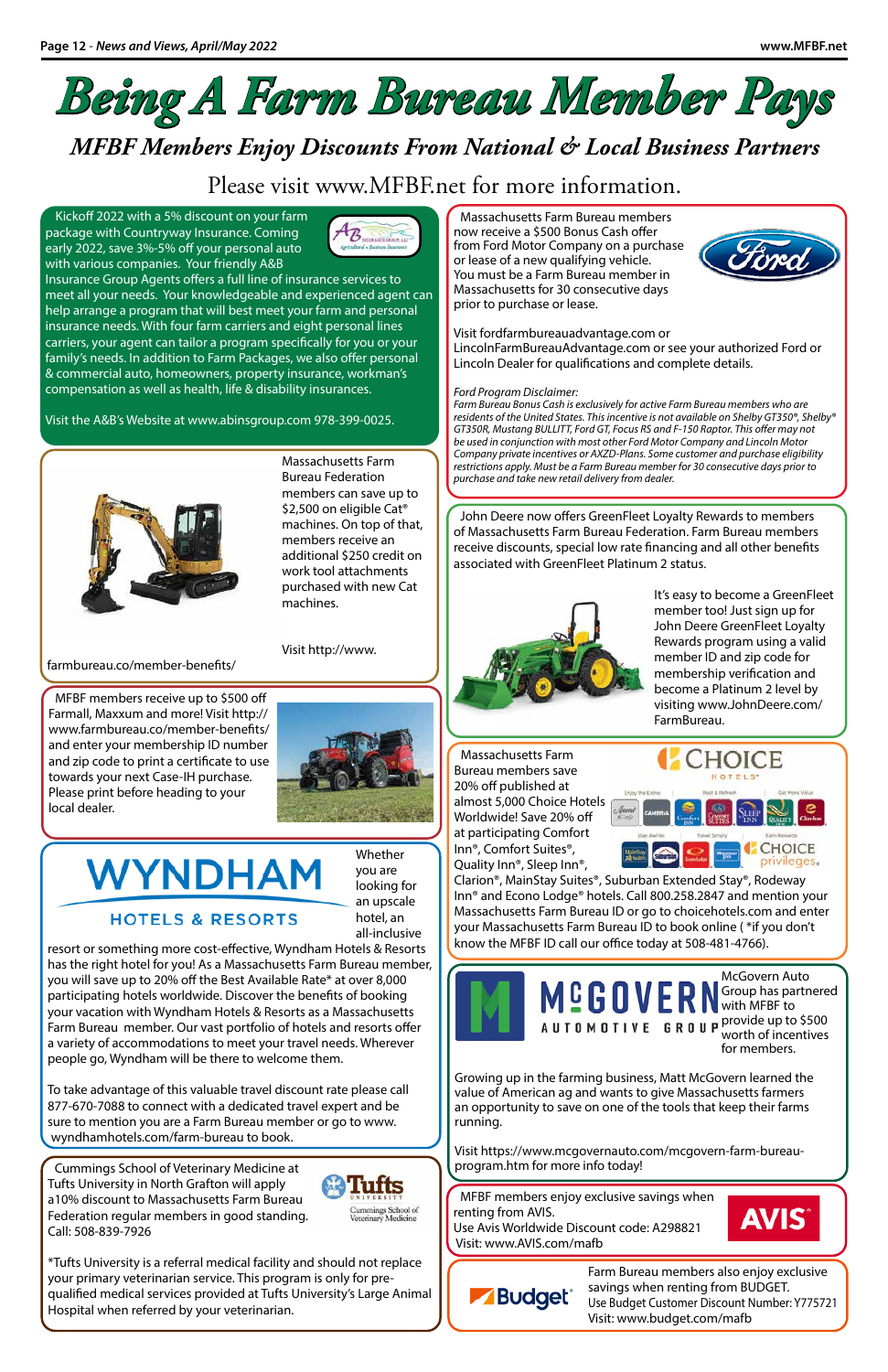# Being A Farm Bureau Member Pays

## MFBF Members Enjoy Discounts From National & Local Business Partners

Please visit www.MFBF.net for more information.

Kickoff 2022 with a 5% discount on your farm package with Countryway Insurance. Coming early 2022, save 3%-5% off your personal auto with various companies. Your friendly A&B Insurance Group Agents offers a full line of insurance services to meet all your needs. Your knowledgeable and experienced agent can help arrange a program that will best meet your farm and personal insurance needs. With four farm carriers and eight personal lines carriers, your agent can tailor a program specifically for you or your family's needs. In addition to Farm Packages, we also offer personal & commercial auto, homeowners, property insurance, workman's compensation as well as health, life & disability insurances.

Visit the A&B's Website at www.abinsgroup.com 978-399-0025.

Massachusetts Farm Bureau Federation members can save up to $2,500 on eligible Cat® machines. On top of that, members receive an additional $250 credit on work tool attachments purchased with new Cat machines.

Visit http://www.farmbureau.co/member-benefits/

MFBF members receive up to $500 off Farmall, Maxxum and more! Visit http://www.farmbureau.co/member-benefits/ and enter your membership ID number and zip code to print a certificate to use towards your next Case-IH purchase. Please print before heading to your local dealer.

Whether you are looking for an upscale hotel, an all-inclusive resort or something more cost-effective, Wyndham Hotels & Resorts has the right hotel for you! As a Massachusetts Farm Bureau member, you will save up to 20% off the Best Available Rate* at over 8,000 participating hotels worldwide. Discover the benefits of booking your vacation with Wyndham Hotels & Resorts as a Massachusetts Farm Bureau member. Our vast portfolio of hotels and resorts offer a variety of accommodations to meet your travel needs. Wherever people go, Wyndham will be there to welcome them.

To take advantage of this valuable travel discount rate please call 877-670-7088 to connect with a dedicated travel expert and be sure to mention you are a Farm Bureau member or go to www.wyndhamhotels.com/farm-bureau to book.

Cummings School of Veterinary Medicine at Tufts University in North Grafton will apply a10% discount to Massachusetts Farm Bureau Federation regular members in good standing. Call: 508-839-7926

*Tufts University is a referral medical facility and should not replace your primary veterinarian service. This program is only for pre-qualified medical services provided at Tufts University's Large Animal Hospital when referred by your veterinarian.

Massachusetts Farm Bureau members now receive a $500 Bonus Cash offer from Ford Motor Company on a purchase or lease of a new qualifying vehicle. You must be a Farm Bureau member in Massachusetts for 30 consecutive days prior to purchase or lease.

Visit fordfarmbureauadvantage.com or LincolnFarmBureauAdvantage.com or see your authorized Ford or Lincoln Dealer for qualifications and complete details.

*Ford Program Disclaimer:*
*Farm Bureau Bonus Cash is exclusively for active Farm Bureau members who are residents of the United States. This incentive is not available on Shelby GT350®, Shelby® GT350R, Mustang BULLITT, Ford GT, Focus RS and F-150 Raptor. This offer may not be used in conjunction with most other Ford Motor Company and Lincoln Motor Company private incentives or AXZD-Plans. Some customer and purchase eligibility restrictions apply. Must be a Farm Bureau member for 30 consecutive days prior to purchase and take new retail delivery from dealer.*

John Deere now offers GreenFleet Loyalty Rewards to members of Massachusetts Farm Bureau Federation. Farm Bureau members receive discounts, special low rate financing and all other benefits associated with GreenFleet Platinum 2 status.

It's easy to become a GreenFleet member too! Just sign up for John Deere GreenFleet Loyalty Rewards program using a valid member ID and zip code for membership verification and become a Platinum 2 level by visiting www.JohnDeere.com/FarmBureau.

Massachusetts Farm Bureau members save 20% off published at almost 5,000 Choice Hotels Worldwide! Save 20% off at participating Comfort Inn®, Comfort Suites®, Quality Inn®, Sleep Inn®, Clarion®, MainStay Suites®, Suburban Extended Stay®, Rodeway Inn® and Econo Lodge® hotels. Call 800.258.2847 and mention your Massachusetts Farm Bureau ID or go to choicehotels.com and enter your Massachusetts Farm Bureau ID to book online ( *if you don't know the MFBF ID call our office today at 508-481-4766).

McGovern Auto Group has partnered with MFBF to provide up to $500 worth of incentives for members.

Growing up in the farming business, Matt McGovern learned the value of American ag and wants to give Massachusetts farmers an opportunity to save on one of the tools that keep their farms running.

Visit https://www.mcgovernauto.com/mcgovern-farm-bureau-program.htm for more info today!

MFBF members enjoy exclusive savings when renting from AVIS.
Use Avis Worldwide Discount code: A298821
Visit: www.AVIS.com/mafb

Farm Bureau members also enjoy exclusive savings when renting from BUDGET.
Use Budget Customer Discount Number: Y775721
Visit: www.budget.com/mafb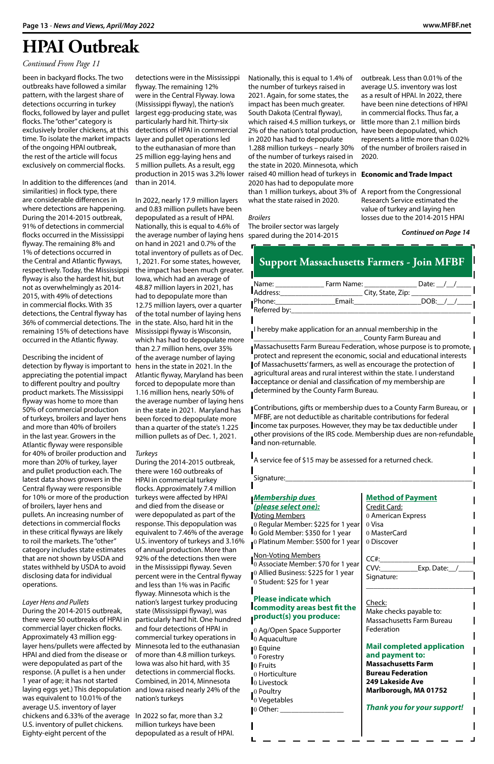# HPAI Outbreak

*Continued From Page 11*

been in backyard flocks. The two outbreaks have followed a similar pattern, with the largest share of detections occurring in turkey flocks, followed by layer and pullet flocks. The "other" category is exclusively broiler chickens, at this time. To isolate the market impacts of the ongoing HPAI outbreak, the rest of the article will focus exclusively on commercial flocks.

In addition to the differences (and similarities) in flock type, there are considerable differences in where detections are happening. During the 2014-2015 outbreak, 91% of detections in commercial flocks occurred in the Mississippi flyway. The remaining 8% and 1% of detections occurred in the Central and Atlantic flyways, respectively. Today, the Mississippi flyway is also the hardest hit, but not as overwhelmingly as 2014-2015, with 49% of detections in commercial flocks. With 35 detections, the Central flyway has 36% of commercial detections. The remaining 15% of detections have occurred in the Atlantic flyway.

Describing the incident of detection by flyway is important to appreciating the potential impact to different poultry and poultry product markets. The Mississippi flyway was home to more than 50% of commercial production of turkeys, broilers and layer hens and more than 40% of broilers in the last year. Growers in the Atlantic flyway were responsible for 40% of broiler production and more than 20% of turkey, layer and pullet production each. The latest data shows growers in the Central flyway were responsible for 10% or more of the production of broilers, layer hens and pullets. An increasing number of detections in commercial flocks in these critical flyways are likely to roil the markets. The "other" category includes state estimates that are not shown by USDA and states withheld by USDA to avoid disclosing data for individual operations.

*Layer Hens and Pullets*

During the 2014-2015 outbreak, there were 50 outbreaks of HPAI in commercial layer chicken flocks. Approximately 43 million egg-layer hens/pullets were affected by HPAI and died from the disease or were depopulated as part of the response. (A pullet is a hen under 1 year of age; it has not started laying eggs yet.) This depopulation was equivalent to 10.01% of the average U.S. inventory of layer chickens and 6.33% of the average U.S. inventory of pullet chickens. Eighty-eight percent of the detections were in the Mississippi flyway. The remaining 12% were in the Central Flyway. Iowa (Mississippi flyway), the nation's largest egg-producing state, was particularly hard hit. Thirty-six detections of HPAI in commercial layer and pullet operations led to the euthanasian of more than 25 million egg-laying hens and 5 million pullets. As a result, egg production in 2015 was 3.2% lower than in 2014.

In 2022, nearly 17.9 million layers and 0.83 million pullets have been depopulated as a result of HPAI. Nationally, this is equal to 4.6% of the average number of laying hens on hand in 2021 and 0.7% of the total inventory of pullets as of Dec. 1, 2021. For some states, however, the impact has been much greater. Iowa, which had an average of 48.87 million layers in 2021, has had to depopulate more than 12.75 million layers, over a quarter of the total number of laying hens in the state. Also, hard hit in the Mississippi flyway is Wisconsin, which has had to depopulate more than 2.7 million hens, over 35% of the average number of laying hens in the state in 2021. In the Atlantic flyway, Maryland has been forced to depopulate more than 1.16 million hens, nearly 50% of the average number of laying hens in the state in 2021. Maryland has been forced to depopulate more than a quarter of the state's 1.225 million pullets as of Dec. 1, 2021.

*Turkeys*

During the 2014-2015 outbreak, there were 160 outbreaks of HPAI in commercial turkey flocks. Approximately 7.4 million turkeys were affected by HPAI and died from the disease or were depopulated as part of the response. This depopulation was equivalent to 7.46% of the average U.S. inventory of turkeys and 3.16% of annual production. More than 92% of the detections there were in the Mississippi flyway. Seven percent were in the Central flyway and less than 1% was in Pacific flyway. Minnesota which is the nation's largest turkey producing state (Mississippi flyway), was particularly hard hit. One hundred and four detections of HPAI in commercial turkey operations in Minnesota led to the euthanasian of more than 4.8 million turkeys. Iowa was also hit hard, with 35 detections in commercial flocks. Combined, in 2014, Minnesota and Iowa raised nearly 24% of the nation's turkeys

In 2022 so far, more than 3.2 million turkeys have been depopulated as a result of HPAI. Nationally, this is equal to 1.4% of the number of turkeys raised in 2021. Again, for some states, the impact has been much greater. South Dakota (Central flyway), which raised 4.5 million turkeys, or 2% of the nation's total production, in 2020 has had to depopulate 1.288 million turkeys – nearly 30% of the number of turkeys raised in the state in 2020. Minnesota, which raised 40 million head of turkeys in 2020 has had to depopulate more than 1 million turkeys, about 3% of what the state raised in 2020.

*Broilers*

The broiler sector was largely spared during the 2014-2015 outbreak. Less than 0.01% of the average U.S. inventory was lost as a result of HPAI. In 2022, there have been nine detections of HPAI in commercial flocks. Thus far, a little more than 2.1 million birds have been depopulated, which represents a little more than 0.02% of the number of broilers raised in 2020.

**Economic and Trade Impact**

A report from the Congressional Research Service estimated the value of turkey and laying hen losses due to the 2014-2015 HPAI

***Continued on Page 14***

## Support Massachusetts Farmers - Join MFBF

Name: _____________ Farm Name: _______________ Date: __/__/____
Address:_________________________ City, State, Zip: _______________
Phone:________________Email:___________________DOB:__/__/____
Referred by:_______________________________________________

I hereby make application for an annual membership in the ____________________________ County Farm Bureau and Massachusetts Farm Bureau Federation, whose purpose is to promote, protect and represent the economic, social and educational interests of Massachusetts' farmers, as well as encourage the protection of agricultural areas and rural interest within the state. I understand acceptance or denial and classification of my membership are determined by the County Farm Bureau.

Contributions, gifts or membership dues to a County Farm Bureau, or MFBF, are not deductible as charitable contributions for federal income tax purposes. However, they may be tax deductible under other provisions of the IRS code. Membership dues are non-refundable and non-returnable.

A service fee of $15 may be assessed for a returned check.

Signature:_______________________________________________

***Membership dues (please select one):***

Voting Members
- 0 Regular Member: $225 for 1 year
- 0 Gold Member: $350 for 1 year
- 0 Platinum Member: $500 for 1 year

Non-Voting Members
- 0 Associate Member: $70 for 1 year
- 0 Allied Business: $225 for 1 year
- 0 Student: $25 for 1 year

**Please indicate which commodity areas best fit the product(s) you produce:**

- 0 Ag/Open Space Supporter
- 0 Aquaculture
- 0 Equine
- 0 Forestry
- 0 Fruits
- 0 Horticulture
- 0 Livestock
- 0 Poultry
- 0 Vegetables
- 0 Other: ________________

**Method of Payment**

Credit Card:
- 0 American Express
- 0 Visa
- 0 MasterCard
- 0 Discover

CC#:_____________________________
CVV:__________Exp. Date:__/_____
Signature:

_________________________________

Check:
Make checks payable to: Massachusetts Farm Bureau Federation

**Mail completed application and payment to:**
**Massachusetts Farm Bureau Federation**
**249 Lakeside Ave**
**Marlborough, MA 01752**

***Thank you for your support!***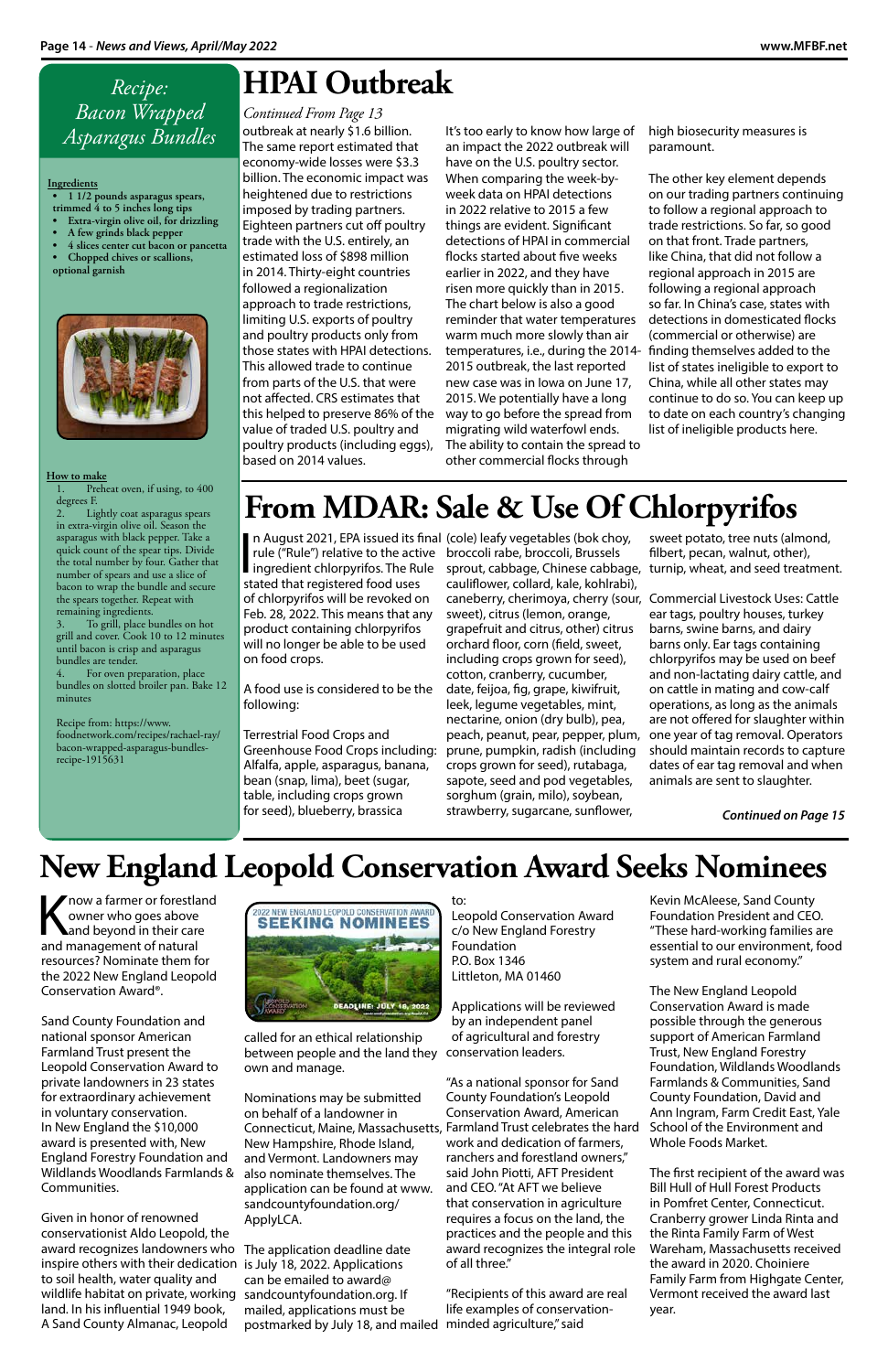## Recipe: Bacon Wrapped Asparagus Bundles

**Ingredients**

- 1 1/2 pounds asparagus spears, trimmed 4 to 5 inches long tips
- Extra-virgin olive oil, for drizzling
- A few grinds black pepper
- 4 slices center cut bacon or pancetta
- Chopped chives or scallions, optional garnish

**How to make**

1. Preheat oven, if using, to 400 degrees F.
2. Lightly coat asparagus spears in extra-virgin olive oil. Season the asparagus with black pepper. Take a quick count of the spear tips. Divide the total number by four. Gather that number of spears and use a slice of bacon to wrap the bundle and secure the spears together. Repeat with remaining ingredients.
3. To grill, place bundles on hot grill and cover. Cook 10 to 12 minutes until bacon is crisp and asparagus bundles are tender.
4. For oven preparation, place bundles on slotted broiler pan. Bake 12 minutes

Recipe from: https://www.foodnetwork.com/recipes/rachael-ray/bacon-wrapped-asparagus-bundles-recipe-1915631

# HPAI Outbreak

*Continued From Page 13*

outbreak at nearly $1.6 billion. The same report estimated that economy-wide losses were $3.3 billion. The economic impact was heightened due to restrictions imposed by trading partners. Eighteen partners cut off poultry trade with the U.S. entirely, an estimated loss of $898 million in 2014. Thirty-eight countries followed a regionalization approach to trade restrictions, limiting U.S. exports of poultry and poultry products only from those states with HPAI detections. This allowed trade to continue from parts of the U.S. that were not affected. CRS estimates that this helped to preserve 86% of the value of traded U.S. poultry and poultry products (including eggs), based on 2014 values.

It's too early to know how large of an impact the 2022 outbreak will have on the U.S. poultry sector. When comparing the week-by-week data on HPAI detections in 2022 relative to 2015 a few things are evident. Significant detections of HPAI in commercial flocks started about five weeks earlier in 2022, and they have risen more quickly than in 2015. The chart below is also a good reminder that water temperatures warm much more slowly than air temperatures, i.e., during the 2014-2015 outbreak, the last reported new case was in Iowa on June 17, 2015. We potentially have a long way to go before the spread from migrating wild waterfowl ends. The ability to contain the spread to other commercial flocks through high biosecurity measures is paramount.

The other key element depends on our trading partners continuing to follow a regional approach to trade restrictions. So far, so good on that front. Trade partners, like China, that did not follow a regional approach in 2015 are following a regional approach so far. In China's case, states with detections in domesticated flocks (commercial or otherwise) are finding themselves added to the list of states ineligible to export to China, while all other states may continue to do so. You can keep up to date on each country's changing list of ineligible products here.

# From MDAR: Sale & Use Of Chlorpyrifos

In August 2021, EPA issued its final rule ("Rule") relative to the active ingredient chlorpyrifos. The Rule stated that registered food uses of chlorpyrifos will be revoked on Feb. 28, 2022. This means that any product containing chlorpyrifos will no longer be able to be used on food crops.

A food use is considered to be the following:

Terrestrial Food Crops and Greenhouse Food Crops including: Alfalfa, apple, asparagus, banana, bean (snap, lima), beet (sugar, table, including crops grown for seed), blueberry, brassica (cole) leafy vegetables (bok choy, broccoli rabe, broccoli, Brussels sprout, cabbage, Chinese cabbage, cauliflower, collard, kale, kohlrabi), caneberry, cherimoya, cherry (sour, sweet), citrus (lemon, orange, grapefruit and citrus, other) citrus orchard floor, corn (field, sweet, including crops grown for seed), cotton, cranberry, cucumber, date, feijoa, fig, grape, kiwifruit, leek, legume vegetables, mint, nectarine, onion (dry bulb), pea, peach, peanut, pear, pepper, plum, prune, pumpkin, radish (including crops grown for seed), rutabaga, sapote, seed and pod vegetables, sorghum (grain, milo), soybean, strawberry, sugarcane, sunflower, sweet potato, tree nuts (almond, filbert, pecan, walnut, other), turnip, wheat, and seed treatment.

Commercial Livestock Uses: Cattle ear tags, poultry houses, turkey barns, swine barns, and dairy barns only. Ear tags containing chlorpyrifos may be used on beef and non-lactating dairy cattle, and on cattle in mating and cow-calf operations, as long as the animals are not offered for slaughter within one year of tag removal. Operators should maintain records to capture dates of ear tag removal and when animals are sent to slaughter.

***Continued on Page 15***

# New England Leopold Conservation Award Seeks Nominees

Know a farmer or forestland owner who goes above and beyond in their care and management of natural resources? Nominate them for the 2022 New England Leopold Conservation Award®.

Sand County Foundation and national sponsor American Farmland Trust present the Leopold Conservation Award to private landowners in 23 states for extraordinary achievement in voluntary conservation. In New England the $10,000 award is presented with, New England Forestry Foundation and Wildlands Woodlands Farmlands & Communities.

Given in honor of renowned conservationist Aldo Leopold, the award recognizes landowners who inspire others with their dedication to soil health, water quality and wildlife habitat on private, working land. In his influential 1949 book, A Sand County Almanac, Leopold called for an ethical relationship between people and the land they own and manage.

Nominations may be submitted on behalf of a landowner in Connecticut, Maine, Massachusetts, New Hampshire, Rhode Island, and Vermont. Landowners may also nominate themselves. The application can be found at www.sandcountyfoundation.org/ApplyLCA.

The application deadline date is July 18, 2022. Applications can be emailed to award@sandcountyfoundation.org. If mailed, applications must be postmarked by July 18, and mailed to:

Leopold Conservation Award
c/o New England Forestry Foundation
P.O. Box 1346
Littleton, MA 01460

Applications will be reviewed by an independent panel of agricultural and forestry conservation leaders.

"As a national sponsor for Sand County Foundation's Leopold Conservation Award, American Farmland Trust celebrates the hard work and dedication of farmers, ranchers and forestland owners," said John Piotti, AFT President and CEO. "At AFT we believe that conservation in agriculture requires a focus on the land, the practices and the people and this award recognizes the integral role of all three."

"Recipients of this award are real life examples of conservation-minded agriculture," said Kevin McAleese, Sand County Foundation President and CEO. "These hard-working families are essential to our environment, food system and rural economy."

The New England Leopold Conservation Award is made possible through the generous support of American Farmland Trust, New England Forestry Foundation, Wildlands Woodlands Farmlands & Communities, Sand County Foundation, David and Ann Ingram, Farm Credit East, Yale School of the Environment and Whole Foods Market.

The first recipient of the award was Bill Hull of Hull Forest Products in Pomfret Center, Connecticut. Cranberry grower Linda Rinta and the Rinta Family Farm of West Wareham, Massachusetts received the award in 2020. Choiniere Family Farm from Highgate Center, Vermont received the award last year.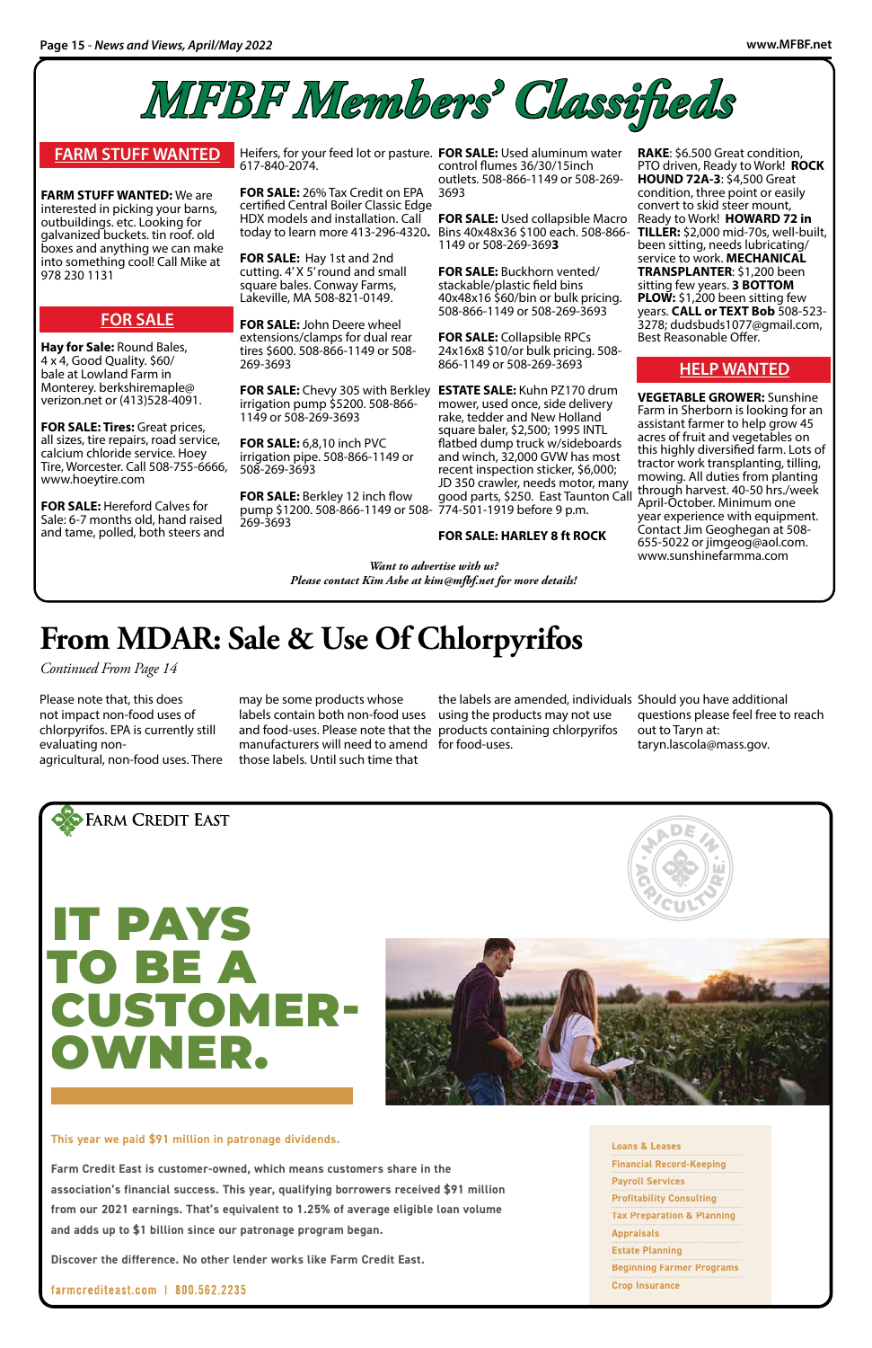# MFBF Members' Classifieds

## FARM STUFF WANTED

**FARM STUFF WANTED:** We are interested in picking your barns, outbuildings. etc. Looking for galvanized buckets. tin roof. old boxes and anything we can make into something cool! Call Mike at 978 230 1131

## FOR SALE

**Hay for Sale:** Round Bales, 4 x 4, Good Quality. $60/ bale at Lowland Farm in Monterey. berkshiremaple@ verizon.net or (413)528-4091.

**FOR SALE: Tires:** Great prices, all sizes, tire repairs, road service, calcium chloride service. Hoey Tire, Worcester. Call 508-755-6666, www.hoeytire.com

**FOR SALE:** Hereford Calves for Sale: 6-7 months old, hand raised and tame, polled, both steers and Heifers, for your feed lot or pasture. 617-840-2074.

**FOR SALE:** 26% Tax Credit on EPA certified Central Boiler Classic Edge HDX models and installation. Call today to learn more 413-296-4320**.**

**FOR SALE:** Hay 1st and 2nd cutting. 4' X 5' round and small square bales. Conway Farms, Lakeville, MA 508-821-0149.

**FOR SALE:** John Deere wheel extensions/clamps for dual rear tires $600. 508-866-1149 or 508-269-3693

**FOR SALE:** Chevy 305 with Berkley irrigation pump $5200. 508-866-1149 or 508-269-3693

**FOR SALE:** 6,8,10 inch PVC irrigation pipe. 508-866-1149 or 508-269-3693

**FOR SALE:** Berkley 12 inch flow pump $1200. 508-866-1149 or 508-269-3693

**FOR SALE:** Used aluminum water control flumes 36/30/15inch outlets. 508-866-1149 or 508-269-3693

**FOR SALE:** Used collapsible Macro Bins 40x48x36 $100 each. 508-866-1149 or 508-269-369**3**

**FOR SALE:** Buckhorn vented/ stackable/plastic field bins 40x48x16 $60/bin or bulk pricing. 508-866-1149 or 508-269-3693

**FOR SALE:** Collapsible RPCs 24x16x8 $10/or bulk pricing. 508-866-1149 or 508-269-3693

**ESTATE SALE:** Kuhn PZ170 drum mower, used once, side delivery rake, tedder and New Holland square baler, $2,500; 1995 INTL flatbed dump truck w/sideboards and winch, 32,000 GVW has most recent inspection sticker, $6,000; JD 350 crawler, needs motor, many good parts, $250. East Taunton Call 774-501-1919 before 9 p.m.

**FOR SALE: HARLEY 8 ft ROCK RAKE**: $6.500 Great condition, PTO driven, Ready to Work! **ROCK HOUND 72A-3**: $4,500 Great condition, three point or easily convert to skid steer mount, Ready to Work! **HOWARD 72 in TILLER:** $2,000 mid-70s, well-built, been sitting, needs lubricating/ service to work. **MECHANICAL TRANSPLANTER**: $1,200 been sitting few years. **3 BOTTOM PLOW:** $1,200 been sitting few years. **CALL or TEXT Bob** 508-523-3278; dudsbuds1077@gmail.com, Best Reasonable Offer.

## HELP WANTED

**VEGETABLE GROWER:** Sunshine Farm in Sherborn is looking for an assistant farmer to help grow 45 acres of fruit and vegetables on this highly diversified farm. Lots of tractor work transplanting, tilling, mowing. All duties from planting through harvest. 40-50 hrs./week April-October. Minimum one year experience with equipment. Contact Jim Geoghegan at 508-655-5022 or jimgeog@aol.com. www.sunshinefarmma.com

*Want to advertise with us?*
*Please contact Kim Ashe at kim@mfbf.net for more details!*

# From MDAR: Sale & Use Of Chlorpyrifos

*Continued From Page 14*

Please note that, this does not impact non-food uses of chlorpyrifos. EPA is currently still evaluating non-agricultural, non-food uses. There may be some products whose labels contain both non-food uses and food-uses. Please note that the manufacturers will need to amend those labels. Until such time that the labels are amended, individuals using the products may not use products containing chlorpyrifos for food-uses. Should you have additional questions please feel free to reach out to Taryn at: taryn.lascola@mass.gov.

FARM CREDIT EAST

MADE IN AGRICULTURE

# IT PAYS TO BE A CUSTOMER-OWNER.

This year we paid $91 million in patronage dividends.

Farm Credit East is customer-owned, which means customers share in the association's financial success. This year, qualifying borrowers received $91 million from our 2021 earnings. That's equivalent to 1.25% of average eligible loan volume and adds up to $1 billion since our patronage program began.

Discover the difference. No other lender works like Farm Credit East.

farmcrediteast.com | 800.562.2235

- Loans & Leases
- Financial Record-Keeping
- Payroll Services
- Profitability Consulting
- Tax Preparation & Planning
- Appraisals
- Estate Planning
- Beginning Farmer Programs
- Crop Insurance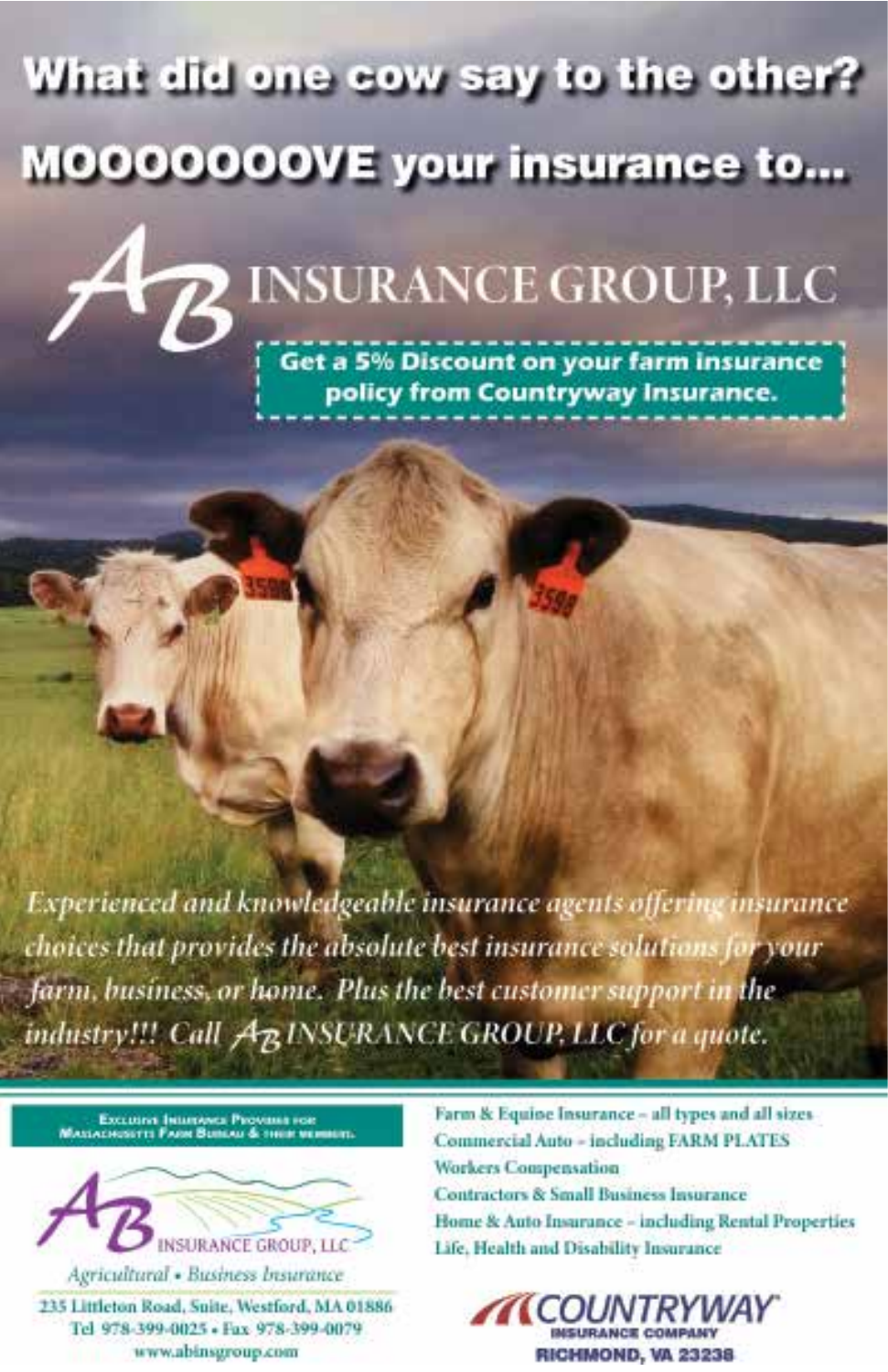# What did one cow say to the other?

# MOOOOOOOVE your insurance to...

## AB INSURANCE GROUP, LLC

**Get a 5% Discount on your farm insurance policy from Countryway Insurance.**

*Experienced and knowledgeable insurance agents offering insurance choices that provides the absolute best insurance solutions for your farm, business, or home. Plus the best customer support in the industry!!! Call AB INSURANCE GROUP, LLC for a quote.*

EXCLUSIVE INSURANCE PROVIDER FOR MASSACHUSETTS FARM BUREAU & THEIR MEMBERS.

AB INSURANCE GROUP, LLC

*Agricultural • Business Insurance*

235 Littleton Road, Suite, Westford, MA 01886
Tel 978-399-0025 • Fax 978-399-0079
www.abinsgroup.com

- Farm & Equine Insurance – all types and all sizes
- Commercial Auto – including FARM PLATES
- Workers Compensation
- Contractors & Small Business Insurance
- Home & Auto Insurance – including Rental Properties
- Life, Health and Disability Insurance

COUNTRYWAY INSURANCE COMPANY
RICHMOND, VA 23238